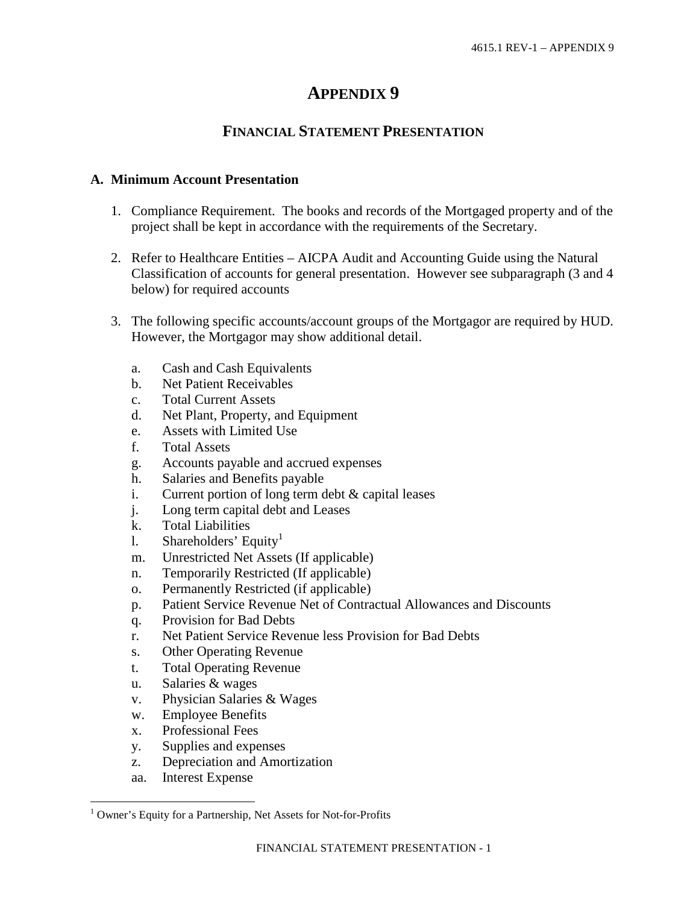# APPENDIX 9

## FINANCIAL STATEMENT PRESENTATION

### A. Minimum Account Presentation

1. Compliance Requirement. The books and records of the Mortgaged property and of the project shall be kept in accordance with the requirements of the Secretary.

2. Refer to Healthcare Entities – AICPA Audit and Accounting Guide using the Natural Classification of accounts for general presentation. However see subparagraph (3 and 4 below) for required accounts

3. The following specific accounts/account groups of the Mortgagor are required by HUD. However, the Mortgagor may show additional detail.

    a. Cash and Cash Equivalents
    b. Net Patient Receivables
    c. Total Current Assets
    d. Net Plant, Property, and Equipment
    e. Assets with Limited Use
    f. Total Assets
    g. Accounts payable and accrued expenses
    h. Salaries and Benefits payable
    i. Current portion of long term debt & capital leases
    j. Long term capital debt and Leases
    k. Total Liabilities
    l. Shareholders' Equity[1]
    m. Unrestricted Net Assets (If applicable)
    n. Temporarily Restricted (If applicable)
    o. Permanently Restricted (if applicable)
    p. Patient Service Revenue Net of Contractual Allowances and Discounts
    q. Provision for Bad Debts
    r. Net Patient Service Revenue less Provision for Bad Debts
    s. Other Operating Revenue
    t. Total Operating Revenue
    u. Salaries & wages
    v. Physician Salaries & Wages
    w. Employee Benefits
    x. Professional Fees
    y. Supplies and expenses
    z. Depreciation and Amortization
    aa. Interest Expense

[1] Owner's Equity for a Partnership, Net Assets for Not-for-Profits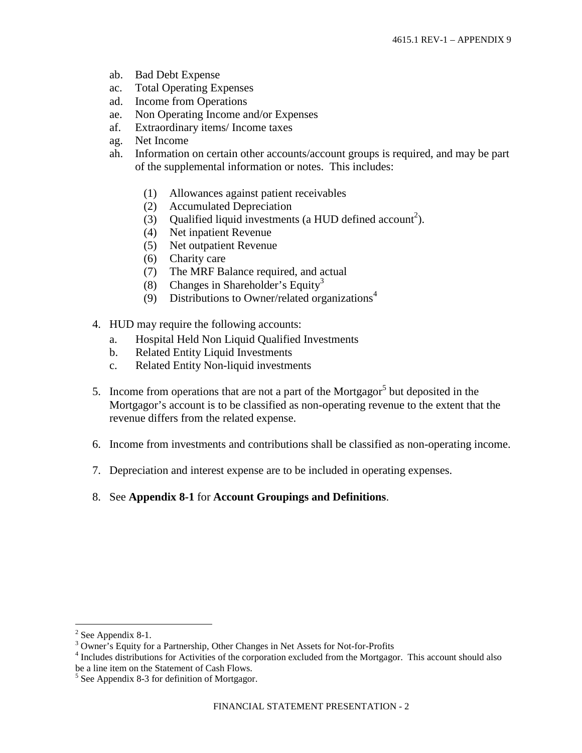ab. Bad Debt Expense
ac. Total Operating Expenses
ad. Income from Operations
ae. Non Operating Income and/or Expenses
af. Extraordinary items/ Income taxes
ag. Net Income
ah. Information on certain other accounts/account groups is required, and may be part of the supplemental information or notes. This includes:

   (1) Allowances against patient receivables
   (2) Accumulated Depreciation
   (3) Qualified liquid investments (a HUD defined account[2]).
   (4) Net inpatient Revenue
   (5) Net outpatient Revenue
   (6) Charity care
   (7) The MRF Balance required, and actual
   (8) Changes in Shareholder's Equity[3]
   (9) Distributions to Owner/related organizations[4]

4. HUD may require the following accounts:
   a. Hospital Held Non Liquid Qualified Investments
   b. Related Entity Liquid Investments
   c. Related Entity Non-liquid investments

5. Income from operations that are not a part of the Mortgagor[5] but deposited in the Mortgagor's account is to be classified as non-operating revenue to the extent that the revenue differs from the related expense.

6. Income from investments and contributions shall be classified as non-operating income.

7. Depreciation and interest expense are to be included in operating expenses.

8. See **Appendix 8-1** for **Account Groupings and Definitions**.

---

[2] See Appendix 8-1.
[3] Owner's Equity for a Partnership, Other Changes in Net Assets for Not-for-Profits
[4] Includes distributions for Activities of the corporation excluded from the Mortgagor. This account should also be a line item on the Statement of Cash Flows.
[5] See Appendix 8-3 for definition of Mortgagor.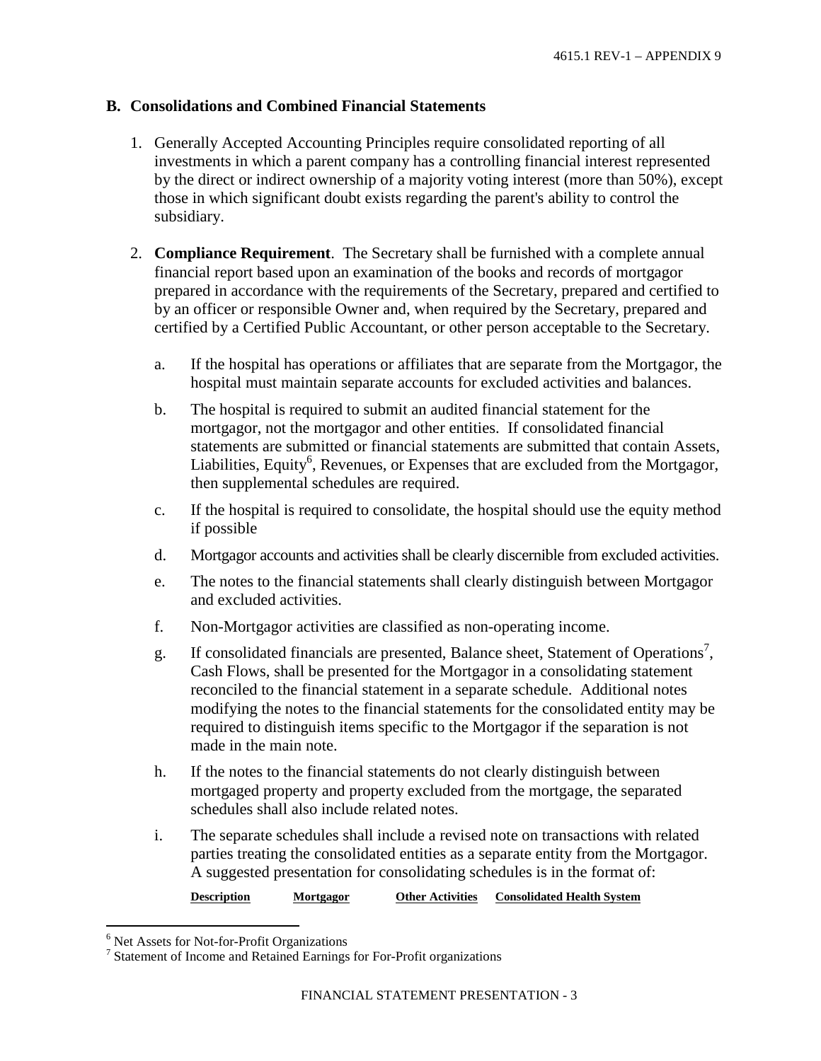## B. Consolidations and Combined Financial Statements

1. Generally Accepted Accounting Principles require consolidated reporting of all investments in which a parent company has a controlling financial interest represented by the direct or indirect ownership of a majority voting interest (more than 50%), except those in which significant doubt exists regarding the parent's ability to control the subsidiary.

2. **Compliance Requirement**. The Secretary shall be furnished with a complete annual financial report based upon an examination of the books and records of mortgagor prepared in accordance with the requirements of the Secretary, prepared and certified to by an officer or responsible Owner and, when required by the Secretary, prepared and certified by a Certified Public Accountant, or other person acceptable to the Secretary.

   a. If the hospital has operations or affiliates that are separate from the Mortgagor, the hospital must maintain separate accounts for excluded activities and balances.

   b. The hospital is required to submit an audited financial statement for the mortgagor, not the mortgagor and other entities. If consolidated financial statements are submitted or financial statements are submitted that contain Assets, Liabilities, Equity[6], Revenues, or Expenses that are excluded from the Mortgagor, then supplemental schedules are required.

   c. If the hospital is required to consolidate, the hospital should use the equity method if possible

   d. Mortgagor accounts and activities shall be clearly discernible from excluded activities.

   e. The notes to the financial statements shall clearly distinguish between Mortgagor and excluded activities.

   f. Non-Mortgagor activities are classified as non-operating income.

   g. If consolidated financials are presented, Balance sheet, Statement of Operations[7], Cash Flows, shall be presented for the Mortgagor in a consolidating statement reconciled to the financial statement in a separate schedule. Additional notes modifying the notes to the financial statements for the consolidated entity may be required to distinguish items specific to the Mortgagor if the separation is not made in the main note.

   h. If the notes to the financial statements do not clearly distinguish between mortgaged property and property excluded from the mortgage, the separated schedules shall also include related notes.

   i. The separate schedules shall include a revised note on transactions with related parties treating the consolidated entities as a separate entity from the Mortgagor. A suggested presentation for consolidating schedules is in the format of:

| Description | Mortgagor | Other Activities | Consolidated Health System |
|---|---|---|---|

---

[6] Net Assets for Not-for-Profit Organizations

[7] Statement of Income and Retained Earnings for For-Profit organizations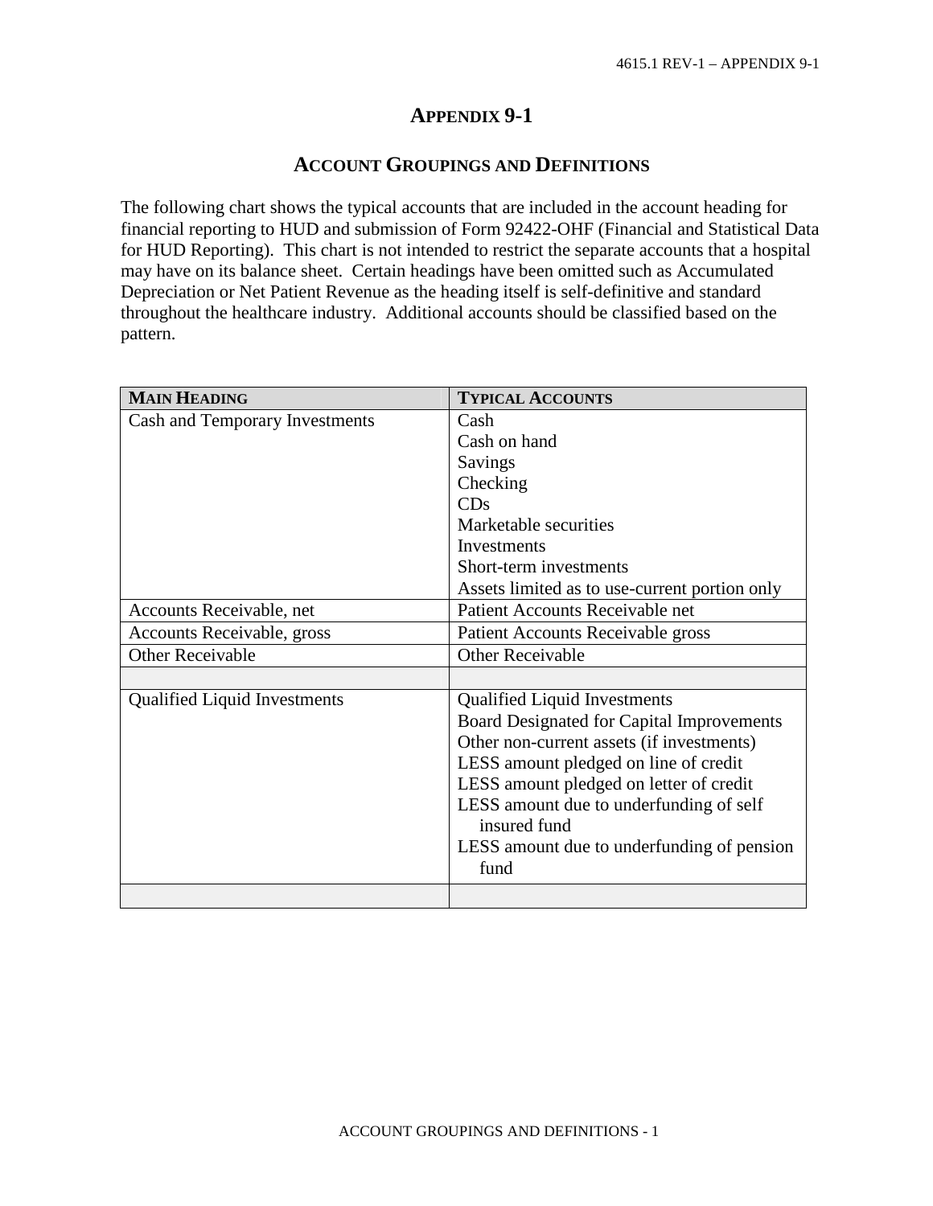# APPENDIX 9-1

## ACCOUNT GROUPINGS AND DEFINITIONS

The following chart shows the typical accounts that are included in the account heading for financial reporting to HUD and submission of Form 92422-OHF (Financial and Statistical Data for HUD Reporting). This chart is not intended to restrict the separate accounts that a hospital may have on its balance sheet. Certain headings have been omitted such as Accumulated Depreciation or Net Patient Revenue as the heading itself is self-definitive and standard throughout the healthcare industry. Additional accounts should be classified based on the pattern.

| MAIN HEADING | TYPICAL ACCOUNTS |
|---|---|
| Cash and Temporary Investments | Cash<br>Cash on hand<br>Savings<br>Checking<br>CDs<br>Marketable securities<br>Investments<br>Short-term investments<br>Assets limited as to use-current portion only |
| Accounts Receivable, net | Patient Accounts Receivable net |
| Accounts Receivable, gross | Patient Accounts Receivable gross |
| Other Receivable | Other Receivable |
| | |
| Qualified Liquid Investments | Qualified Liquid Investments<br>Board Designated for Capital Improvements<br>Other non-current assets (if investments)<br>LESS amount pledged on line of credit<br>LESS amount pledged on letter of credit<br>LESS amount due to underfunding of self insured fund<br>LESS amount due to underfunding of pension fund |
| | |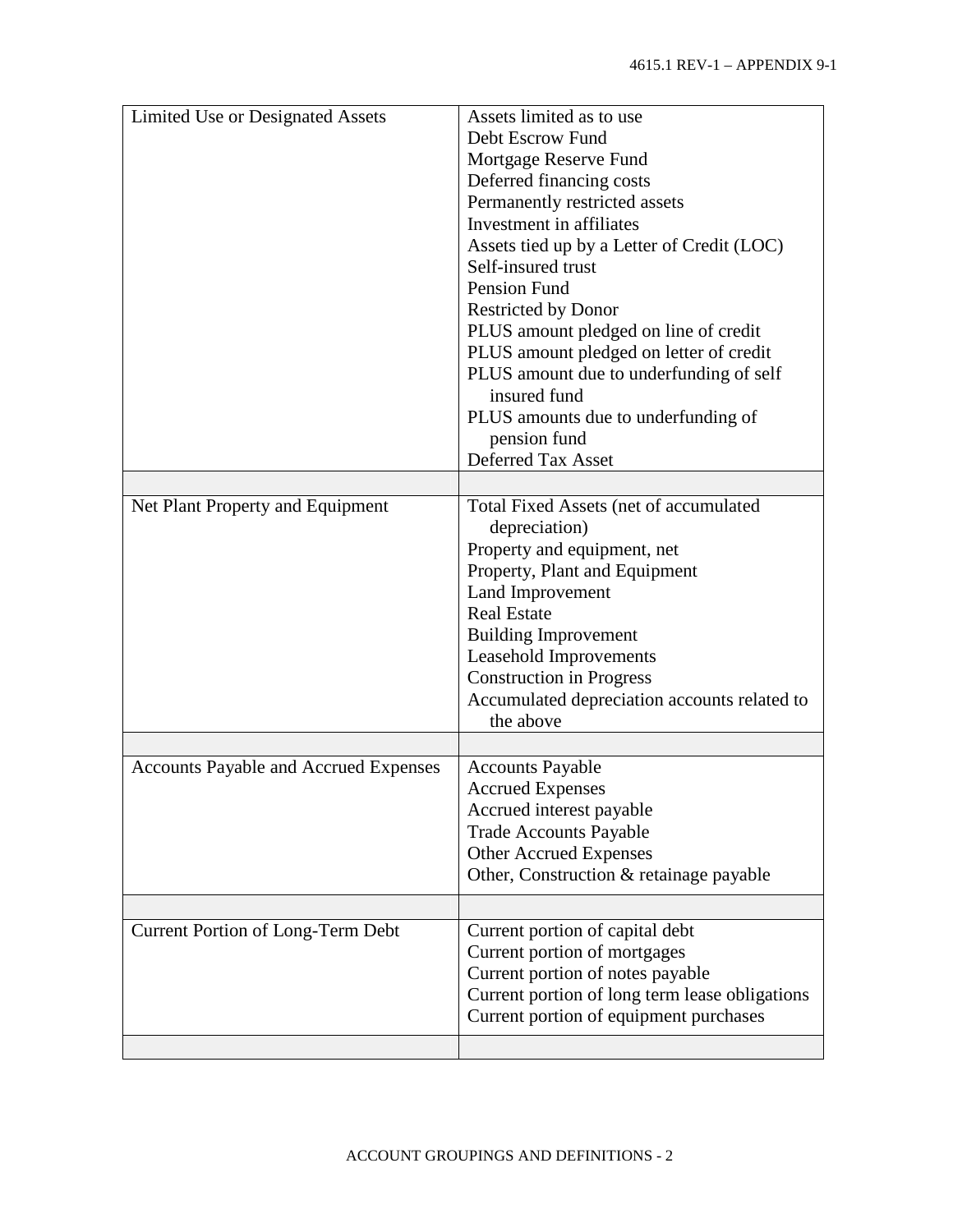| | |
|---|---|
| Limited Use or Designated Assets | Assets limited as to use<br>Debt Escrow Fund<br>Mortgage Reserve Fund<br>Deferred financing costs<br>Permanently restricted assets<br>Investment in affiliates<br>Assets tied up by a Letter of Credit (LOC)<br>Self-insured trust<br>Pension Fund<br>Restricted by Donor<br>PLUS amount pledged on line of credit<br>PLUS amount pledged on letter of credit<br>PLUS amount due to underfunding of self insured fund<br>PLUS amounts due to underfunding of pension fund<br>Deferred Tax Asset |
| | |
| Net Plant Property and Equipment | Total Fixed Assets (net of accumulated depreciation)<br>Property and equipment, net<br>Property, Plant and Equipment<br>Land Improvement<br>Real Estate<br>Building Improvement<br>Leasehold Improvements<br>Construction in Progress<br>Accumulated depreciation accounts related to the above |
| | |
| Accounts Payable and Accrued Expenses | Accounts Payable<br>Accrued Expenses<br>Accrued interest payable<br>Trade Accounts Payable<br>Other Accrued Expenses<br>Other, Construction & retainage payable |
| | |
| Current Portion of Long-Term Debt | Current portion of capital debt<br>Current portion of mortgages<br>Current portion of notes payable<br>Current portion of long term lease obligations<br>Current portion of equipment purchases |
| | |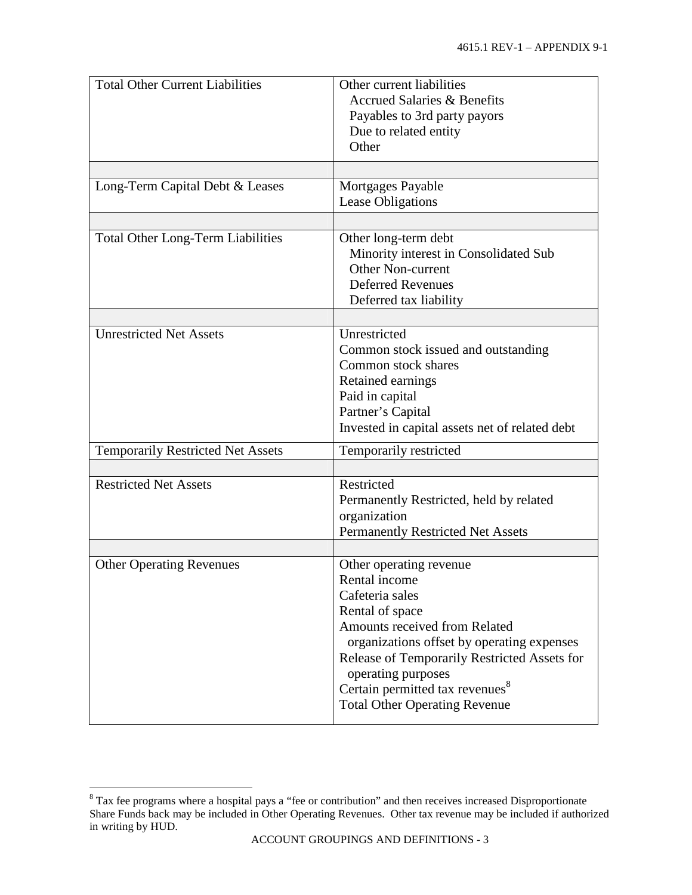| | |
|---|---|
| Total Other Current Liabilities | Other current liabilities<br>Accrued Salaries & Benefits<br>Payables to 3rd party payors<br>Due to related entity<br>Other |
| | |
| Long-Term Capital Debt & Leases | Mortgages Payable<br>Lease Obligations |
| | |
| Total Other Long-Term Liabilities | Other long-term debt<br>Minority interest in Consolidated Sub<br>Other Non-current<br>Deferred Revenues<br>Deferred tax liability |
| | |
| Unrestricted Net Assets | Unrestricted<br>Common stock issued and outstanding<br>Common stock shares<br>Retained earnings<br>Paid in capital<br>Partner's Capital<br>Invested in capital assets net of related debt |
| Temporarily Restricted Net Assets | Temporarily restricted |
| | |
| Restricted Net Assets | Restricted<br>Permanently Restricted, held by related organization<br>Permanently Restricted Net Assets |
| | |
| Other Operating Revenues | Other operating revenue<br>Rental income<br>Cafeteria sales<br>Rental of space<br>Amounts received from Related organizations offset by operating expenses<br>Release of Temporarily Restricted Assets for operating purposes<br>Certain permitted tax revenues[8]<br>Total Other Operating Revenue |

[8] Tax fee programs where a hospital pays a "fee or contribution" and then receives increased Disproportionate Share Funds back may be included in Other Operating Revenues. Other tax revenue may be included if authorized in writing by HUD.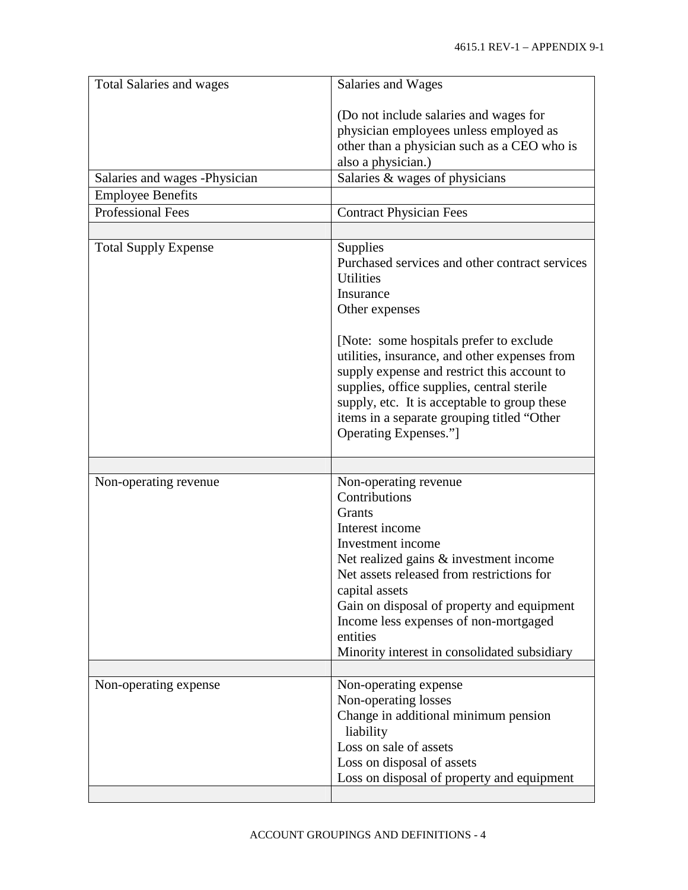| | |
|---|---|
| Total Salaries and wages | Salaries and Wages<br><br>(Do not include salaries and wages for physician employees unless employed as other than a physician such as a CEO who is also a physician.) |
| Salaries and wages -Physician | Salaries & wages of physicians |
| Employee Benefits | |
| Professional Fees | Contract Physician Fees |
| | |
| Total Supply Expense | Supplies<br>Purchased services and other contract services<br>Utilities<br>Insurance<br>Other expenses<br><br>[Note: some hospitals prefer to exclude utilities, insurance, and other expenses from supply expense and restrict this account to supplies, office supplies, central sterile supply, etc. It is acceptable to group these items in a separate grouping titled "Other Operating Expenses."] |
| | |
| Non-operating revenue | Non-operating revenue<br>Contributions<br>Grants<br>Interest income<br>Investment income<br>Net realized gains & investment income<br>Net assets released from restrictions for capital assets<br>Gain on disposal of property and equipment<br>Income less expenses of non-mortgaged entities<br>Minority interest in consolidated subsidiary |
| | |
| Non-operating expense | Non-operating expense<br>Non-operating losses<br>Change in additional minimum pension liability<br>Loss on sale of assets<br>Loss on disposal of assets<br>Loss on disposal of property and equipment |
| | |

ACCOUNT GROUPINGS AND DEFINITIONS - 4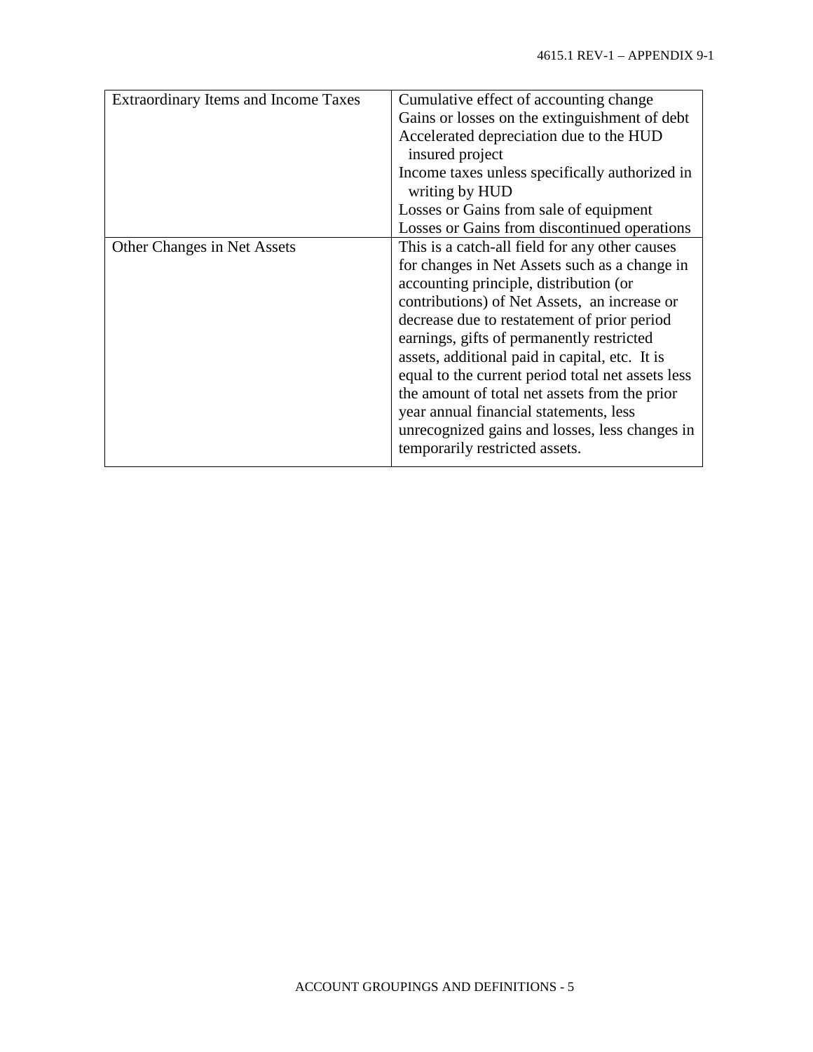| | |
|---|---|
| Extraordinary Items and Income Taxes | Cumulative effect of accounting change<br>Gains or losses on the extinguishment of debt<br>Accelerated depreciation due to the HUD insured project<br>Income taxes unless specifically authorized in writing by HUD<br>Losses or Gains from sale of equipment<br>Losses or Gains from discontinued operations |
| Other Changes in Net Assets | This is a catch-all field for any other causes for changes in Net Assets such as a change in accounting principle, distribution (or contributions) of Net Assets, an increase or decrease due to restatement of prior period earnings, gifts of permanently restricted assets, additional paid in capital, etc. It is equal to the current period total net assets less the amount of total net assets from the prior year annual financial statements, less unrecognized gains and losses, less changes in temporarily restricted assets. |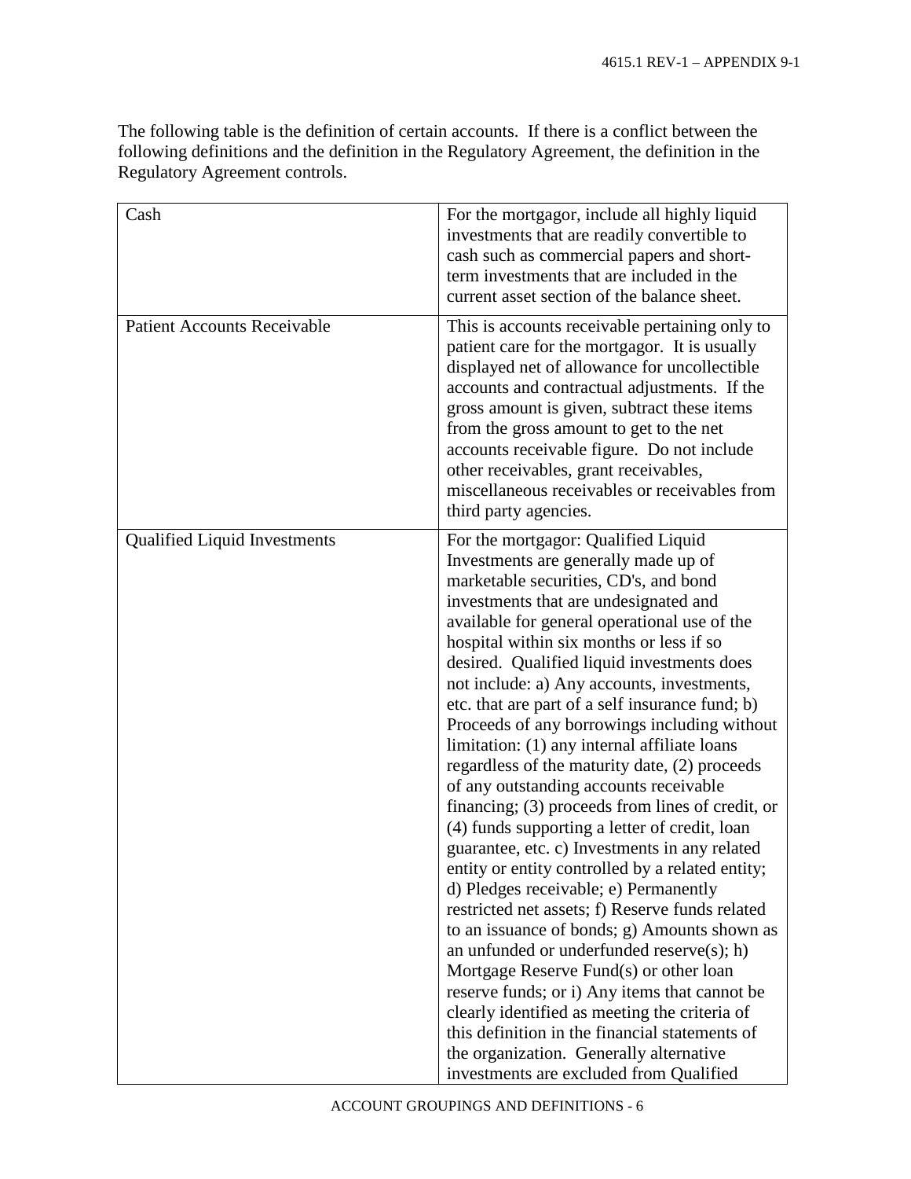The following table is the definition of certain accounts. If there is a conflict between the following definitions and the definition in the Regulatory Agreement, the definition in the Regulatory Agreement controls.

| | |
|---|---|
| Cash | For the mortgagor, include all highly liquid investments that are readily convertible to cash such as commercial papers and short-term investments that are included in the current asset section of the balance sheet. |
| Patient Accounts Receivable | This is accounts receivable pertaining only to patient care for the mortgagor. It is usually displayed net of allowance for uncollectible accounts and contractual adjustments. If the gross amount is given, subtract these items from the gross amount to get to the net accounts receivable figure. Do not include other receivables, grant receivables, miscellaneous receivables or receivables from third party agencies. |
| Qualified Liquid Investments | For the mortgagor: Qualified Liquid Investments are generally made up of marketable securities, CD's, and bond investments that are undesignated and available for general operational use of the hospital within six months or less if so desired. Qualified liquid investments does not include: a) Any accounts, investments, etc. that are part of a self insurance fund; b) Proceeds of any borrowings including without limitation: (1) any internal affiliate loans regardless of the maturity date, (2) proceeds of any outstanding accounts receivable financing; (3) proceeds from lines of credit, or (4) funds supporting a letter of credit, loan guarantee, etc. c) Investments in any related entity or entity controlled by a related entity; d) Pledges receivable; e) Permanently restricted net assets; f) Reserve funds related to an issuance of bonds; g) Amounts shown as an unfunded or underfunded reserve(s); h) Mortgage Reserve Fund(s) or other loan reserve funds; or i) Any items that cannot be clearly identified as meeting the criteria of this definition in the financial statements of the organization. Generally alternative investments are excluded from Qualified |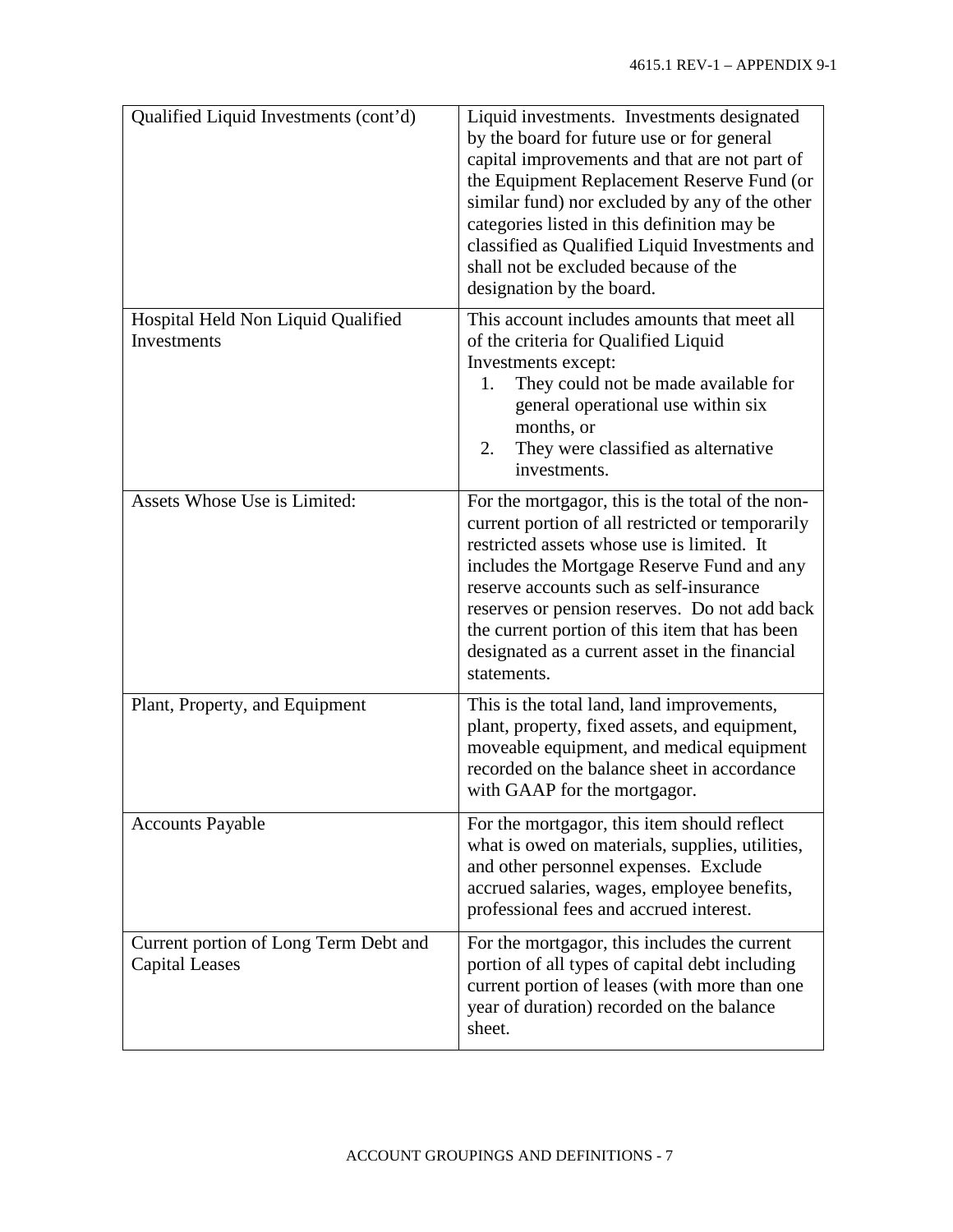| | |
|---|---|
| Qualified Liquid Investments (cont'd) | Liquid investments. Investments designated by the board for future use or for general capital improvements and that are not part of the Equipment Replacement Reserve Fund (or similar fund) nor excluded by any of the other categories listed in this definition may be classified as Qualified Liquid Investments and shall not be excluded because of the designation by the board. |
| Hospital Held Non Liquid Qualified Investments | This account includes amounts that meet all of the criteria for Qualified Liquid Investments except:<br>1. They could not be made available for general operational use within six months, or<br>2. They were classified as alternative investments. |
| Assets Whose Use is Limited: | For the mortgagor, this is the total of the non-current portion of all restricted or temporarily restricted assets whose use is limited. It includes the Mortgage Reserve Fund and any reserve accounts such as self-insurance reserves or pension reserves. Do not add back the current portion of this item that has been designated as a current asset in the financial statements. |
| Plant, Property, and Equipment | This is the total land, land improvements, plant, property, fixed assets, and equipment, moveable equipment, and medical equipment recorded on the balance sheet in accordance with GAAP for the mortgagor. |
| Accounts Payable | For the mortgagor, this item should reflect what is owed on materials, supplies, utilities, and other personnel expenses. Exclude accrued salaries, wages, employee benefits, professional fees and accrued interest. |
| Current portion of Long Term Debt and Capital Leases | For the mortgagor, this includes the current portion of all types of capital debt including current portion of leases (with more than one year of duration) recorded on the balance sheet. |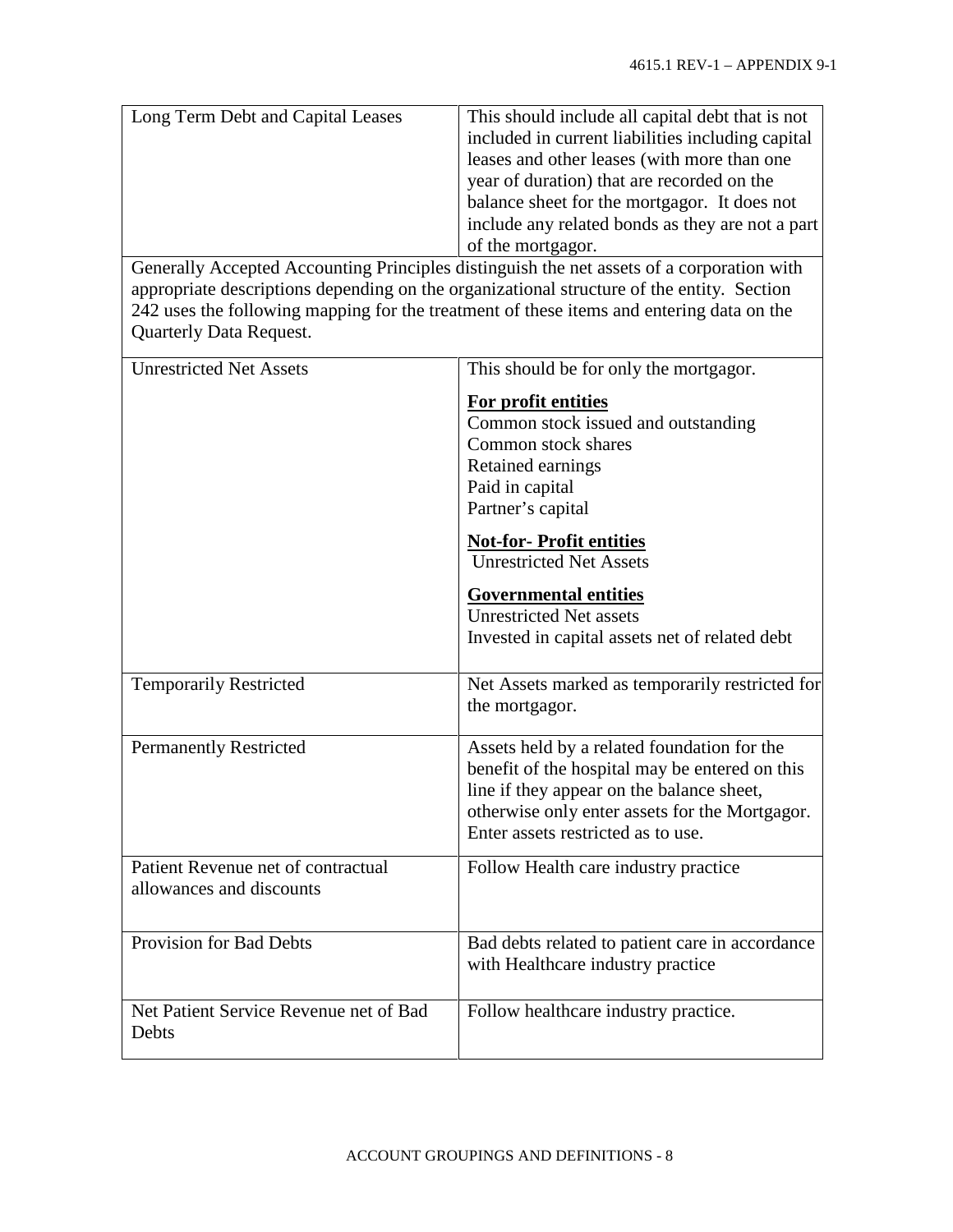| | |
|---|---|
| Long Term Debt and Capital Leases | This should include all capital debt that is not included in current liabilities including capital leases and other leases (with more than one year of duration) that are recorded on the balance sheet for the mortgagor. It does not include any related bonds as they are not a part of the mortgagor. |

Generally Accepted Accounting Principles distinguish the net assets of a corporation with appropriate descriptions depending on the organizational structure of the entity. Section 242 uses the following mapping for the treatment of these items and entering data on the Quarterly Data Request.

| | |
|---|---|
| Unrestricted Net Assets | This should be for only the mortgagor.<br><br>**For profit entities**<br>Common stock issued and outstanding<br>Common stock shares<br>Retained earnings<br>Paid in capital<br>Partner's capital<br><br>**Not-for- Profit entities**<br>Unrestricted Net Assets<br><br>**Governmental entities**<br>Unrestricted Net assets<br>Invested in capital assets net of related debt |
| Temporarily Restricted | Net Assets marked as temporarily restricted for the mortgagor. |
| Permanently Restricted | Assets held by a related foundation for the benefit of the hospital may be entered on this line if they appear on the balance sheet, otherwise only enter assets for the Mortgagor. Enter assets restricted as to use. |
| Patient Revenue net of contractual allowances and discounts | Follow Health care industry practice |
| Provision for Bad Debts | Bad debts related to patient care in accordance with Healthcare industry practice |
| Net Patient Service Revenue net of Bad Debts | Follow healthcare industry practice. |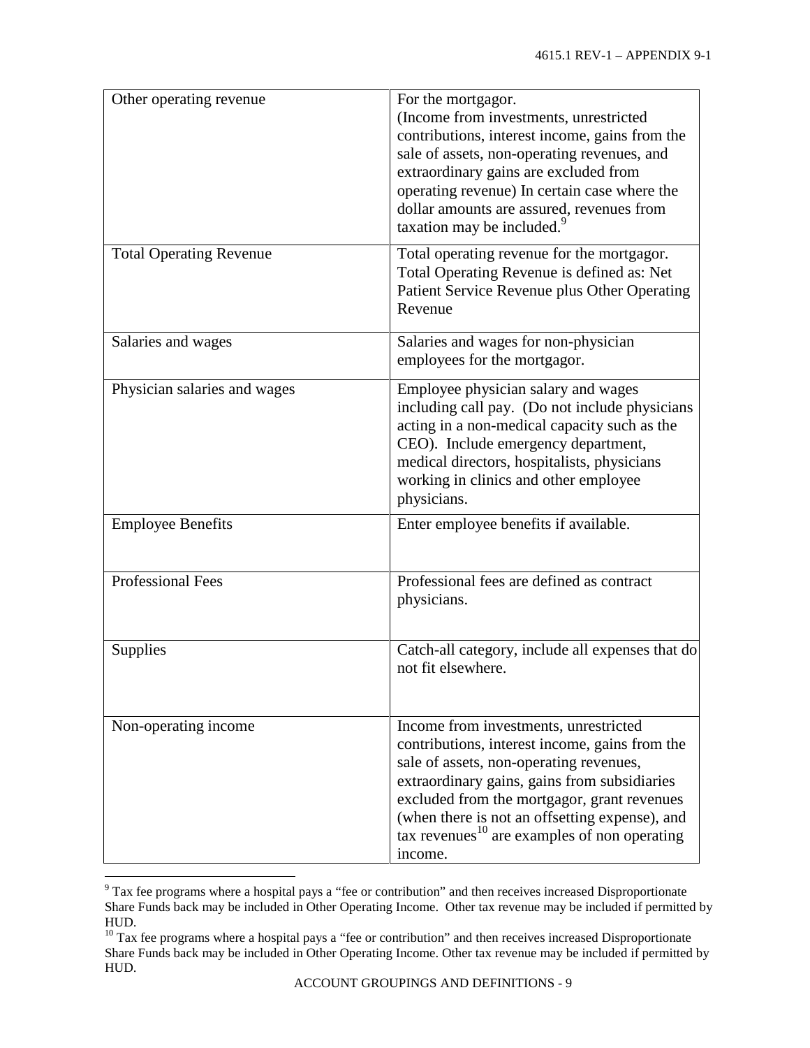| | |
|---|---|
| Other operating revenue | For the mortgagor. (Income from investments, unrestricted contributions, interest income, gains from the sale of assets, non-operating revenues, and extraordinary gains are excluded from operating revenue) In certain case where the dollar amounts are assured, revenues from taxation may be included.[9] |
| Total Operating Revenue | Total operating revenue for the mortgagor. Total Operating Revenue is defined as: Net Patient Service Revenue plus Other Operating Revenue |
| Salaries and wages | Salaries and wages for non-physician employees for the mortgagor. |
| Physician salaries and wages | Employee physician salary and wages including call pay. (Do not include physicians acting in a non-medical capacity such as the CEO). Include emergency department, medical directors, hospitalists, physicians working in clinics and other employee physicians. |
| Employee Benefits | Enter employee benefits if available. |
| Professional Fees | Professional fees are defined as contract physicians. |
| Supplies | Catch-all category, include all expenses that do not fit elsewhere. |
| Non-operating income | Income from investments, unrestricted contributions, interest income, gains from the sale of assets, non-operating revenues, extraordinary gains, gains from subsidiaries excluded from the mortgagor, grant revenues (when there is not an offsetting expense), and tax revenues[10] are examples of non operating income. |

[9] Tax fee programs where a hospital pays a "fee or contribution" and then receives increased Disproportionate Share Funds back may be included in Other Operating Income. Other tax revenue may be included if permitted by HUD.

[10] Tax fee programs where a hospital pays a "fee or contribution" and then receives increased Disproportionate Share Funds back may be included in Other Operating Income. Other tax revenue may be included if permitted by HUD.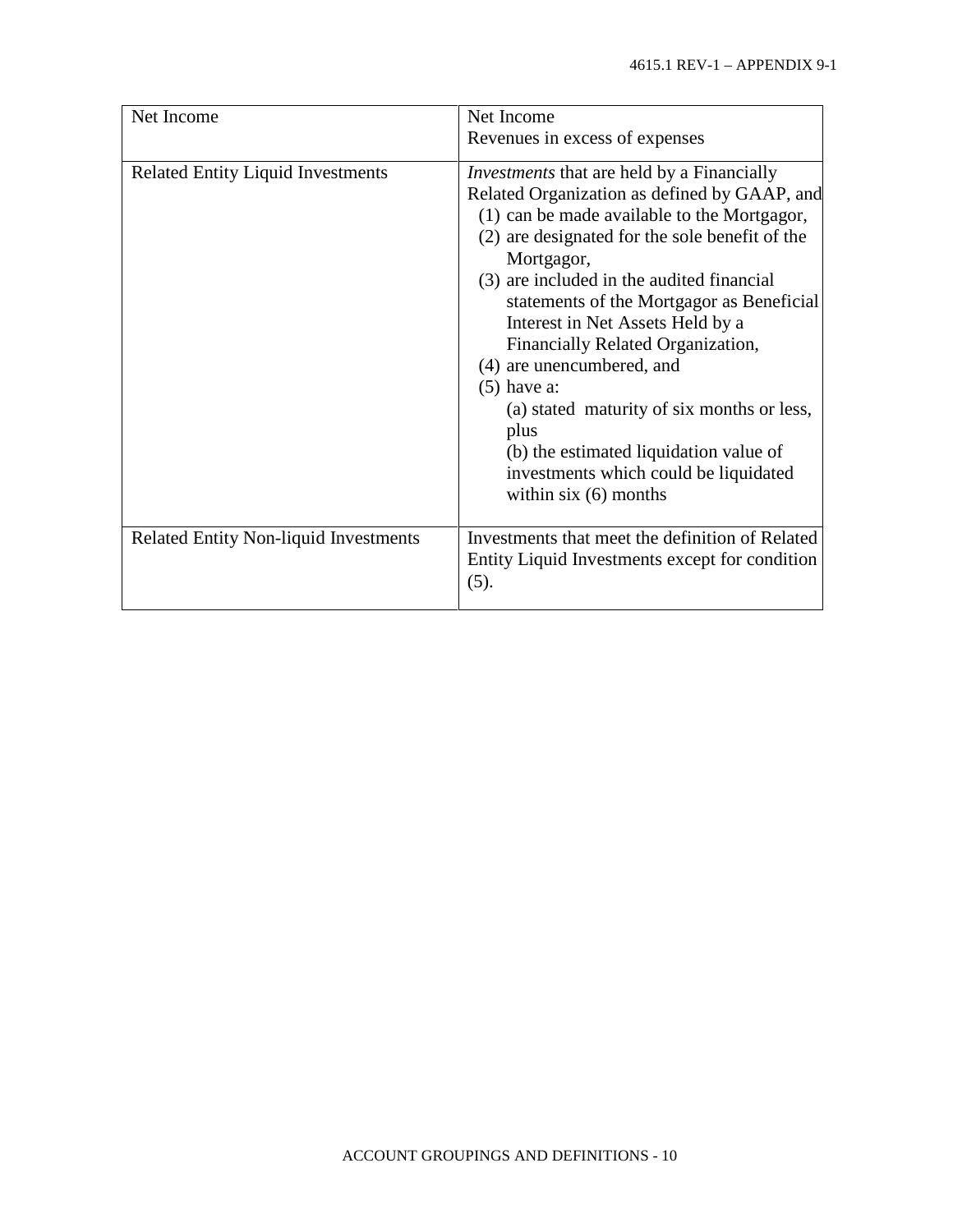| | |
|---|---|
| Net Income | Net Income<br>Revenues in excess of expenses |
| Related Entity Liquid Investments | *Investments* that are held by a Financially Related Organization as defined by GAAP, and<br>(1) can be made available to the Mortgagor,<br>(2) are designated for the sole benefit of the Mortgagor,<br>(3) are included in the audited financial statements of the Mortgagor as Beneficial Interest in Net Assets Held by a Financially Related Organization,<br>(4) are unencumbered, and<br>(5) have a:<br>(a) stated maturity of six months or less, plus<br>(b) the estimated liquidation value of investments which could be liquidated within six (6) months |
| Related Entity Non-liquid Investments | Investments that meet the definition of Related Entity Liquid Investments except for condition (5). |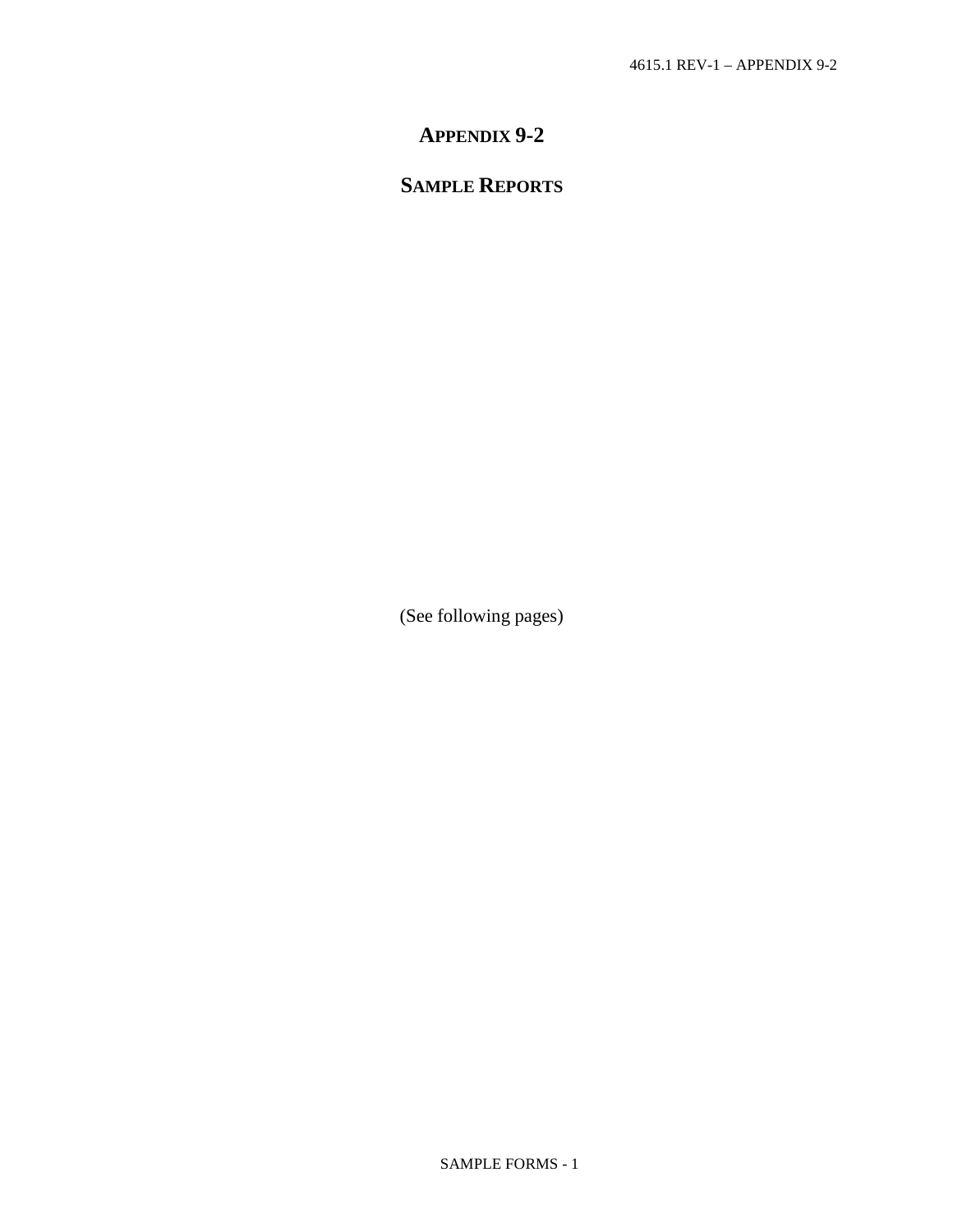# APPENDIX 9-2

## SAMPLE REPORTS

(See following pages)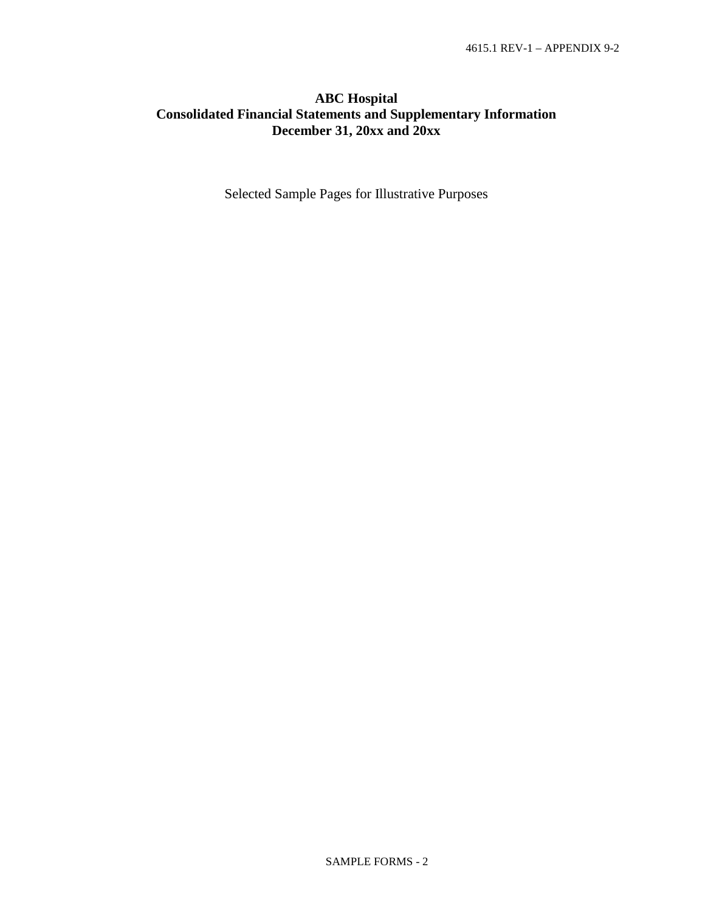# ABC Hospital
## Consolidated Financial Statements and Supplementary Information
## December 31, 20xx and 20xx

Selected Sample Pages for Illustrative Purposes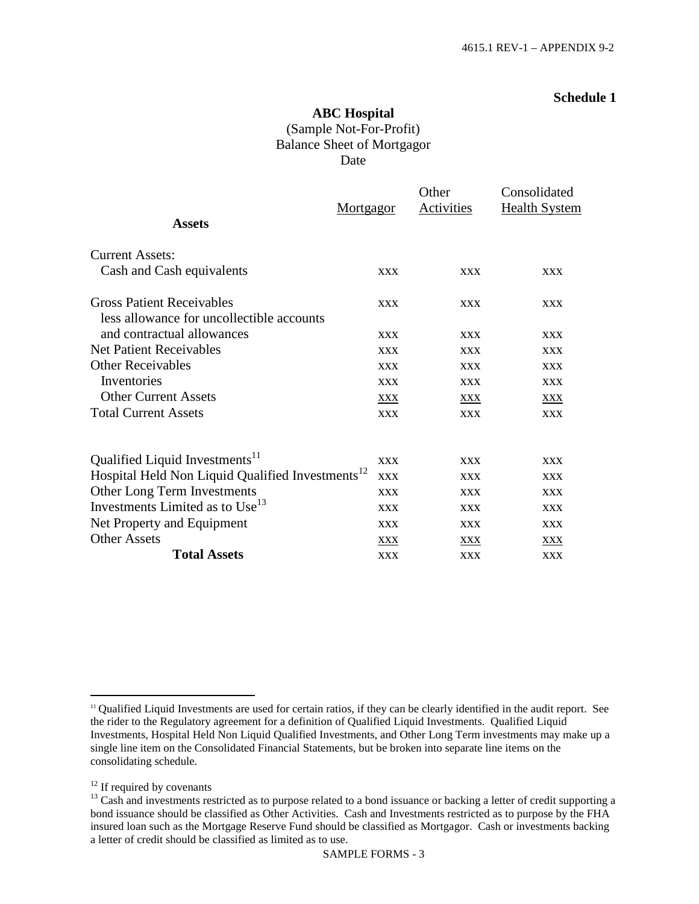**Schedule 1**

**ABC Hospital**
(Sample Not-For-Profit)
Balance Sheet of Mortgagor
Date

| **Assets** | Mortgagor | Other Activities | Consolidated Health System |
|---|---|---|---|
| Current Assets: | | | |
| Cash and Cash equivalents | xxx | xxx | xxx |
| Gross Patient Receivables | xxx | xxx | xxx |
| less allowance for uncollectible accounts and contractual allowances | xxx | xxx | xxx |
| Net Patient Receivables | xxx | xxx | xxx |
| Other Receivables | xxx | xxx | xxx |
| Inventories | xxx | xxx | xxx |
| Other Current Assets | xxx | xxx | xxx |
| Total Current Assets | xxx | xxx | xxx |
| Qualified Liquid Investments[11] | xxx | xxx | xxx |
| Hospital Held Non Liquid Qualified Investments[12] | xxx | xxx | xxx |
| Other Long Term Investments | xxx | xxx | xxx |
| Investments Limited as to Use[13] | xxx | xxx | xxx |
| Net Property and Equipment | xxx | xxx | xxx |
| Other Assets | xxx | xxx | xxx |
| **Total Assets** | xxx | xxx | xxx |

[11] Qualified Liquid Investments are used for certain ratios, if they can be clearly identified in the audit report. See the rider to the Regulatory agreement for a definition of Qualified Liquid Investments. Qualified Liquid Investments, Hospital Held Non Liquid Qualified Investments, and Other Long Term investments may make up a single line item on the Consolidated Financial Statements, but be broken into separate line items on the consolidating schedule.

[12] If required by covenants

[13] Cash and investments restricted as to purpose related to a bond issuance or backing a letter of credit supporting a bond issuance should be classified as Other Activities. Cash and Investments restricted as to purpose by the FHA insured loan such as the Mortgage Reserve Fund should be classified as Mortgagor. Cash or investments backing a letter of credit should be classified as limited as to use.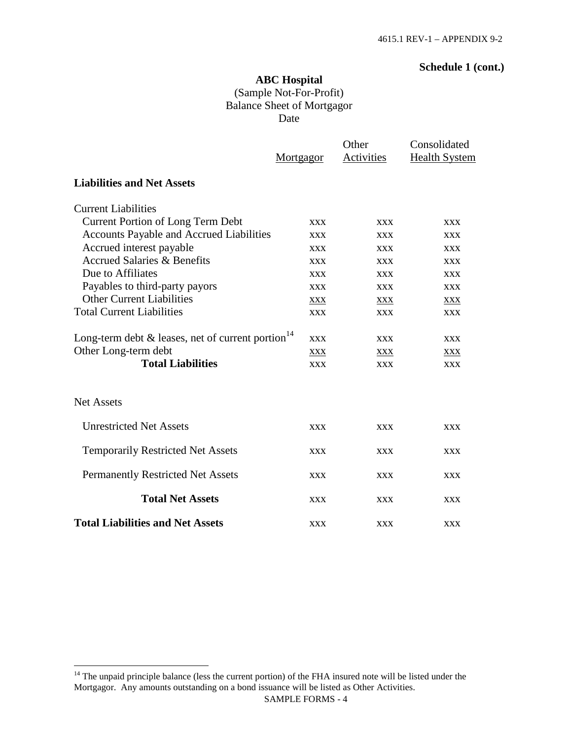**Schedule 1 (cont.)**

**ABC Hospital**

(Sample Not-For-Profit)

Balance Sheet of Mortgagor

Date

| | Mortgagor | Other Activities | Consolidated Health System |
|---|---|---|---|
| **Liabilities and Net Assets** | | | |
| Current Liabilities | | | |
| Current Portion of Long Term Debt | xxx | xxx | xxx |
| Accounts Payable and Accrued Liabilities | xxx | xxx | xxx |
| Accrued interest payable | xxx | xxx | xxx |
| Accrued Salaries & Benefits | xxx | xxx | xxx |
| Due to Affiliates | xxx | xxx | xxx |
| Payables to third-party payors | xxx | xxx | xxx |
| Other Current Liabilities | xxx | xxx | xxx |
| Total Current Liabilities | xxx | xxx | xxx |
| Long-term debt & leases, net of current portion[14] | xxx | xxx | xxx |
| Other Long-term debt | xxx | xxx | xxx |
| **Total Liabilities** | xxx | xxx | xxx |
| Net Assets | | | |
| Unrestricted Net Assets | xxx | xxx | xxx |
| Temporarily Restricted Net Assets | xxx | xxx | xxx |
| Permanently Restricted Net Assets | xxx | xxx | xxx |
| **Total Net Assets** | xxx | xxx | xxx |
| **Total Liabilities and Net Assets** | xxx | xxx | xxx |

[14] The unpaid principle balance (less the current portion) of the FHA insured note will be listed under the Mortgagor. Any amounts outstanding on a bond issuance will be listed as Other Activities.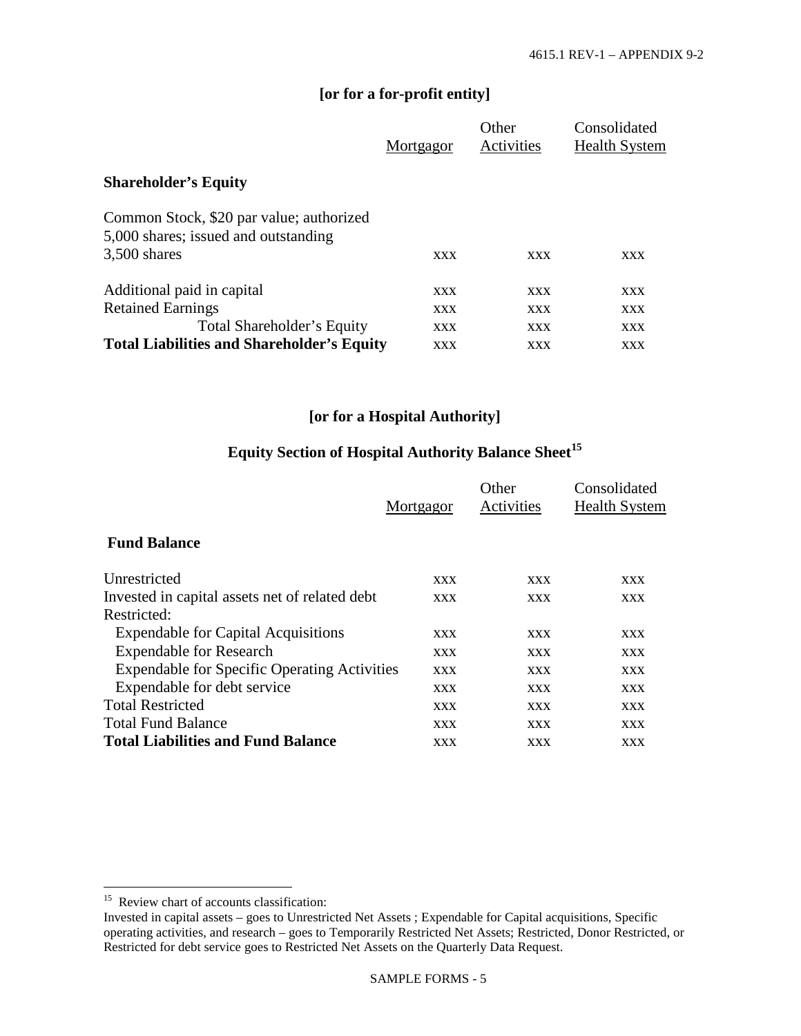**[or for a for-profit entity]**

| | Mortgagor | Other Activities | Consolidated Health System |
|---|---|---|---|
| **Shareholder's Equity** | | | |
| Common Stock, $20 par value; authorized 5,000 shares; issued and outstanding 3,500 shares | XXX | XXX | XXX |
| Additional paid in capital | XXX | XXX | XXX |
| Retained Earnings | XXX | XXX | XXX |
| Total Shareholder's Equity | XXX | XXX | XXX |
| **Total Liabilities and Shareholder's Equity** | XXX | XXX | XXX |

**[or for a Hospital Authority]**

**Equity Section of Hospital Authority Balance Sheet**[15]

| | Mortgagor | Other Activities | Consolidated Health System |
|---|---|---|---|
| **Fund Balance** | | | |
| Unrestricted | XXX | XXX | XXX |
| Invested in capital assets net of related debt | XXX | XXX | XXX |
| Restricted: | | | |
| Expendable for Capital Acquisitions | XXX | XXX | XXX |
| Expendable for Research | XXX | XXX | XXX |
| Expendable for Specific Operating Activities | XXX | XXX | XXX |
| Expendable for debt service | XXX | XXX | XXX |
| Total Restricted | XXX | XXX | XXX |
| Total Fund Balance | XXX | XXX | XXX |
| **Total Liabilities and Fund Balance** | XXX | XXX | XXX |

[15] Review chart of accounts classification:
Invested in capital assets – goes to Unrestricted Net Assets ; Expendable for Capital acquisitions, Specific operating activities, and research – goes to Temporarily Restricted Net Assets; Restricted, Donor Restricted, or Restricted for debt service goes to Restricted Net Assets on the Quarterly Data Request.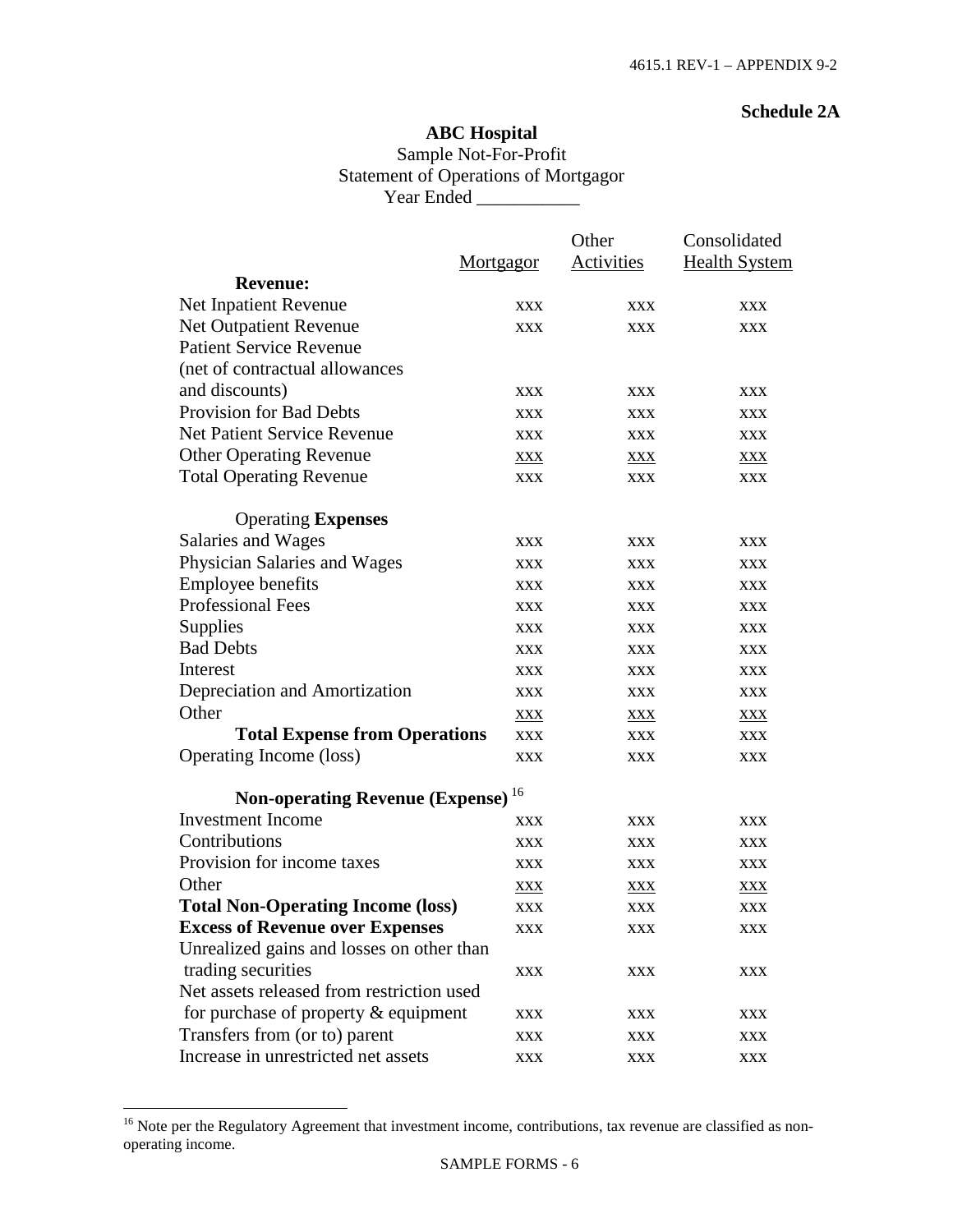**Schedule 2A**

**ABC Hospital**
Sample Not-For-Profit
Statement of Operations of Mortgagor
Year Ended ___________

| | Mortgagor | Other Activities | Consolidated Health System |
|---|---|---|---|
| **Revenue:** | | | |
| Net Inpatient Revenue | xxx | xxx | xxx |
| Net Outpatient Revenue | xxx | xxx | xxx |
| Patient Service Revenue (net of contractual allowances and discounts) | xxx | xxx | xxx |
| Provision for Bad Debts | xxx | xxx | xxx |
| Net Patient Service Revenue | xxx | xxx | xxx |
| Other Operating Revenue | xxx | xxx | xxx |
| Total Operating Revenue | xxx | xxx | xxx |
| Operating **Expenses** | | | |
| Salaries and Wages | xxx | xxx | xxx |
| Physician Salaries and Wages | xxx | xxx | xxx |
| Employee benefits | xxx | xxx | xxx |
| Professional Fees | xxx | xxx | xxx |
| Supplies | xxx | xxx | xxx |
| Bad Debts | xxx | xxx | xxx |
| Interest | xxx | xxx | xxx |
| Depreciation and Amortization | xxx | xxx | xxx |
| Other | xxx | xxx | xxx |
| **Total Expense from Operations** | xxx | xxx | xxx |
| Operating Income (loss) | xxx | xxx | xxx |
| **Non-operating Revenue (Expense)** [16] | | | |
| Investment Income | xxx | xxx | xxx |
| Contributions | xxx | xxx | xxx |
| Provision for income taxes | xxx | xxx | xxx |
| Other | xxx | xxx | xxx |
| **Total Non-Operating Income (loss)** | xxx | xxx | xxx |
| **Excess of Revenue over Expenses** | xxx | xxx | xxx |
| Unrealized gains and losses on other than trading securities | xxx | xxx | xxx |
| Net assets released from restriction used for purchase of property & equipment | xxx | xxx | xxx |
| Transfers from (or to) parent | xxx | xxx | xxx |
| Increase in unrestricted net assets | xxx | xxx | xxx |

[16] Note per the Regulatory Agreement that investment income, contributions, tax revenue are classified as non-operating income.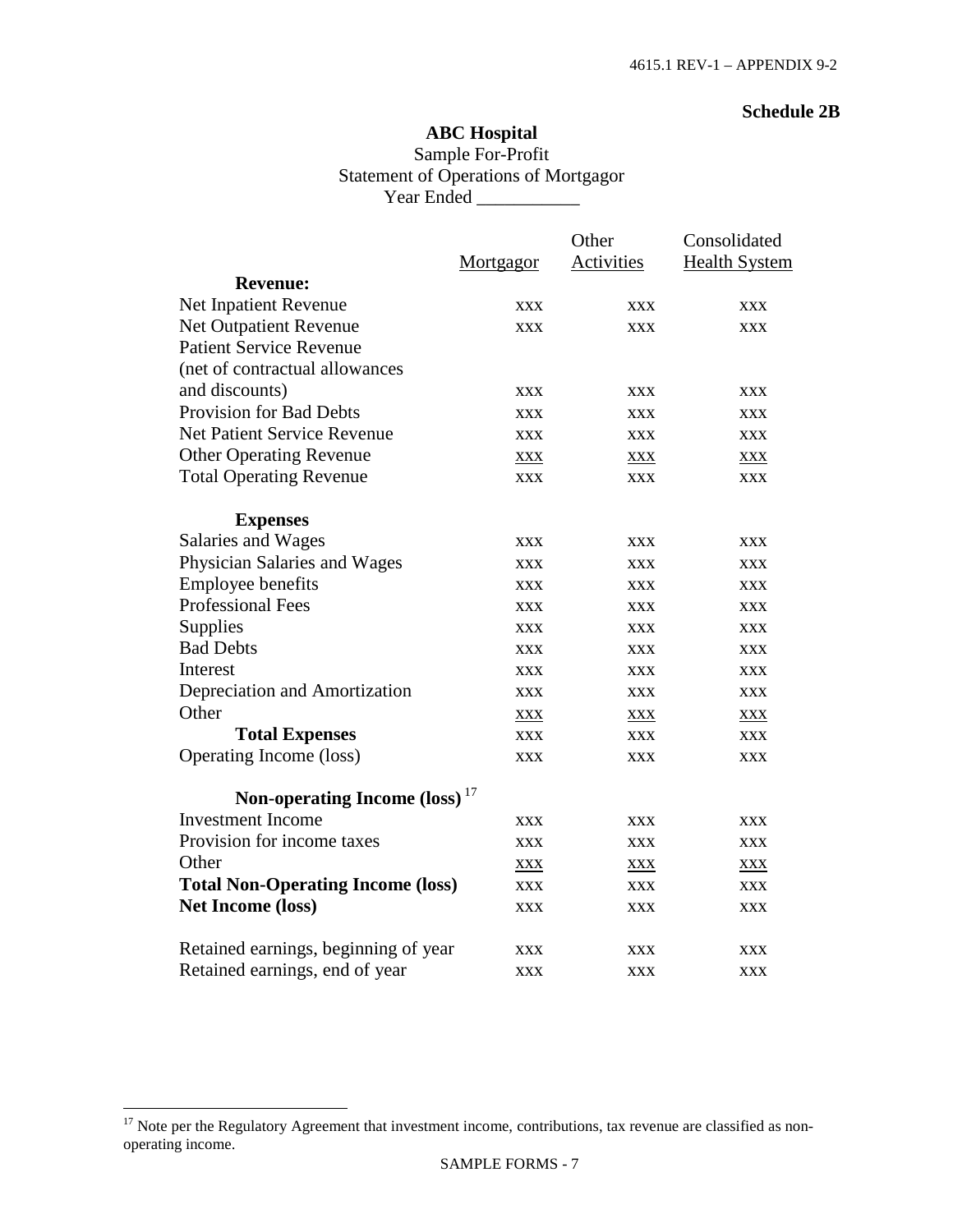**Schedule 2B**

**ABC Hospital**
Sample For-Profit
Statement of Operations of Mortgagor
Year Ended ___________

| | Mortgagor | Other Activities | Consolidated Health System |
|---|---|---|---|
| **Revenue:** | | | |
| Net Inpatient Revenue | xxx | xxx | xxx |
| Net Outpatient Revenue | xxx | xxx | xxx |
| Patient Service Revenue (net of contractual allowances and discounts) | xxx | xxx | xxx |
| Provision for Bad Debts | xxx | xxx | xxx |
| Net Patient Service Revenue | xxx | xxx | xxx |
| Other Operating Revenue | xxx | xxx | xxx |
| Total Operating Revenue | xxx | xxx | xxx |
| **Expenses** | | | |
| Salaries and Wages | xxx | xxx | xxx |
| Physician Salaries and Wages | xxx | xxx | xxx |
| Employee benefits | xxx | xxx | xxx |
| Professional Fees | xxx | xxx | xxx |
| Supplies | xxx | xxx | xxx |
| Bad Debts | xxx | xxx | xxx |
| Interest | xxx | xxx | xxx |
| Depreciation and Amortization | xxx | xxx | xxx |
| Other | xxx | xxx | xxx |
| **Total Expenses** | xxx | xxx | xxx |
| Operating Income (loss) | xxx | xxx | xxx |
| **Non-operating Income (loss)** [17] | | | |
| Investment Income | xxx | xxx | xxx |
| Provision for income taxes | xxx | xxx | xxx |
| Other | xxx | xxx | xxx |
| **Total Non-Operating Income (loss)** | xxx | xxx | xxx |
| **Net Income (loss)** | xxx | xxx | xxx |
| Retained earnings, beginning of year | xxx | xxx | xxx |
| Retained earnings, end of year | xxx | xxx | xxx |

[17] Note per the Regulatory Agreement that investment income, contributions, tax revenue are classified as non-operating income.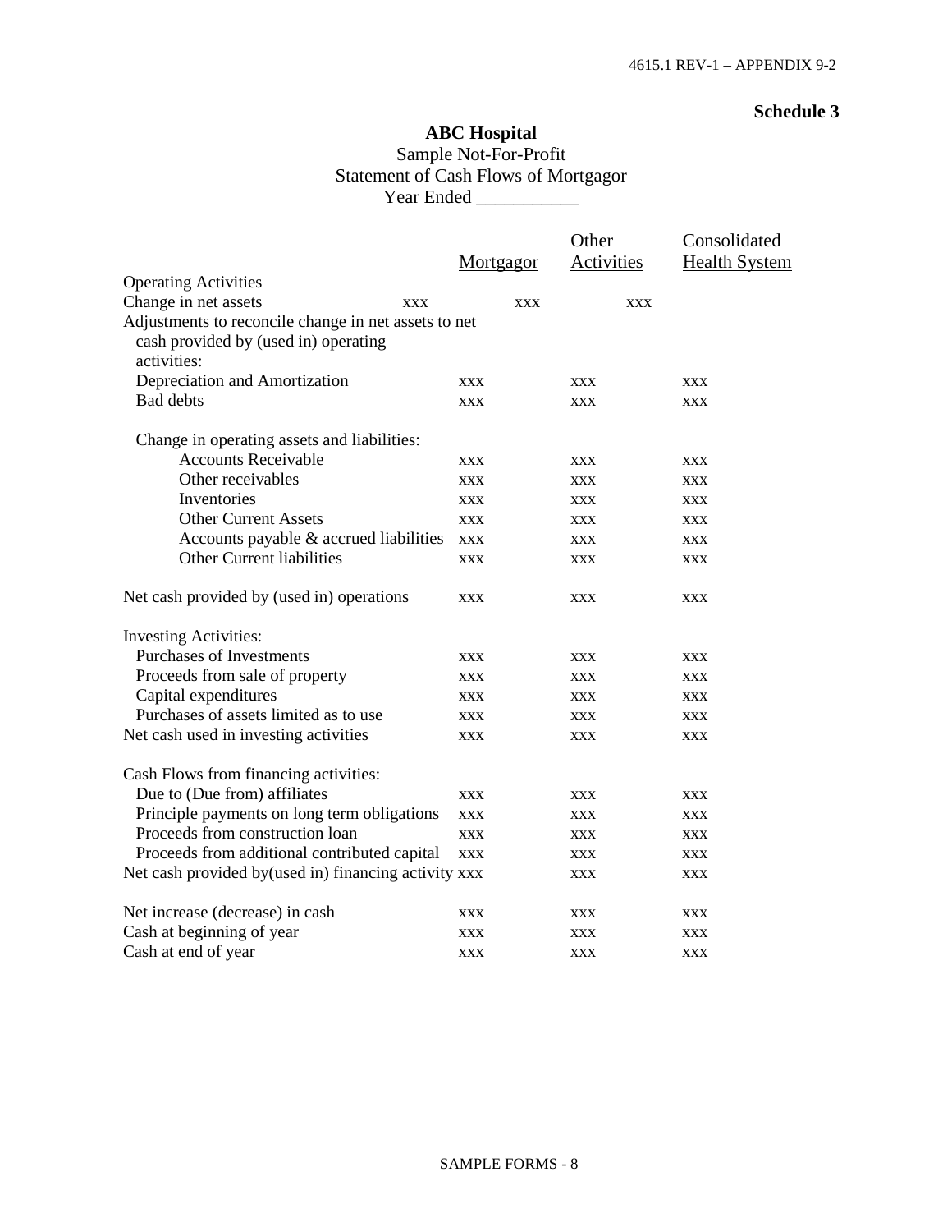**Schedule 3**

**ABC Hospital**

Sample Not-For-Profit
Statement of Cash Flows of Mortgagor
Year Ended ___________

| | Mortgagor | Other Activities | Consolidated Health System |
|---|---|---|---|
| Operating Activities | | | |
| Change in net assets | xxx | xxx | xxx |
| Adjustments to reconcile change in net assets to net cash provided by (used in) operating activities: | | | |
| Depreciation and Amortization | xxx | xxx | xxx |
| Bad debts | xxx | xxx | xxx |
| Change in operating assets and liabilities: | | | |
| Accounts Receivable | xxx | xxx | xxx |
| Other receivables | xxx | xxx | xxx |
| Inventories | xxx | xxx | xxx |
| Other Current Assets | xxx | xxx | xxx |
| Accounts payable & accrued liabilities | xxx | xxx | xxx |
| Other Current liabilities | xxx | xxx | xxx |
| Net cash provided by (used in) operations | xxx | xxx | xxx |
| Investing Activities: | | | |
| Purchases of Investments | xxx | xxx | xxx |
| Proceeds from sale of property | xxx | xxx | xxx |
| Capital expenditures | xxx | xxx | xxx |
| Purchases of assets limited as to use | xxx | xxx | xxx |
| Net cash used in investing activities | xxx | xxx | xxx |
| Cash Flows from financing activities: | | | |
| Due to (Due from) affiliates | xxx | xxx | xxx |
| Principle payments on long term obligations | xxx | xxx | xxx |
| Proceeds from construction loan | xxx | xxx | xxx |
| Proceeds from additional contributed capital | xxx | xxx | xxx |
| Net cash provided by(used in) financing activity | xxx | xxx | xxx |
| Net increase (decrease) in cash | xxx | xxx | xxx |
| Cash at beginning of year | xxx | xxx | xxx |
| Cash at end of year | xxx | xxx | xxx |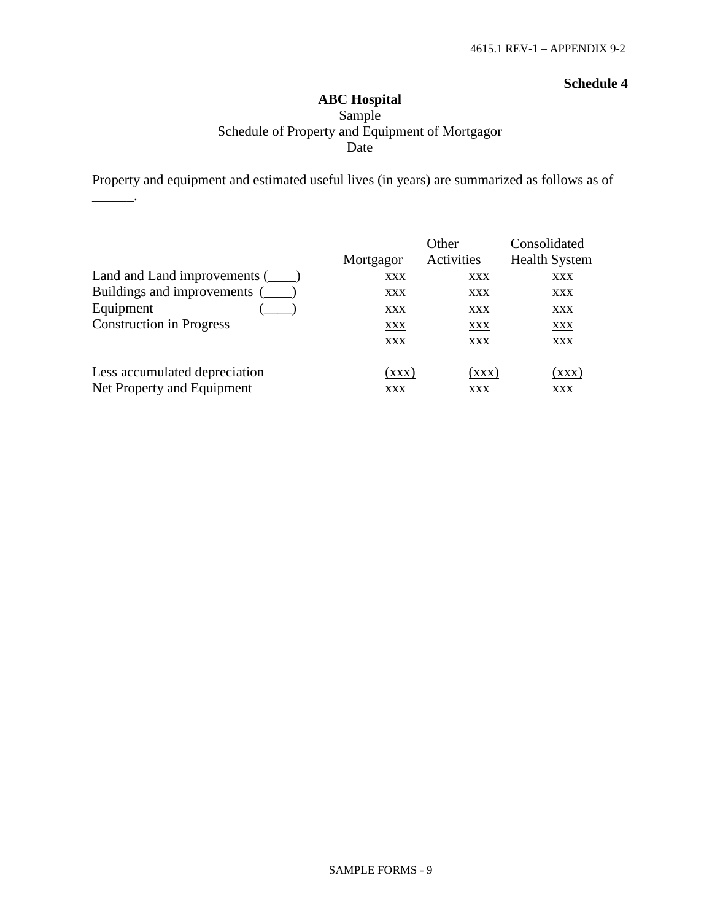**Schedule 4**

**ABC Hospital**
Sample
Schedule of Property and Equipment of Mortgagor
Date

Property and equipment and estimated useful lives (in years) are summarized as follows as of ______.

| | Mortgagor | Other Activities | Consolidated Health System |
|---|---|---|---|
| Land and Land improvements (____) | xxx | xxx | xxx |
| Buildings and improvements (____) | xxx | xxx | xxx |
| Equipment (____) | xxx | xxx | xxx |
| Construction in Progress | xxx | xxx | xxx |
| | xxx | xxx | xxx |
| Less accumulated depreciation | (xxx) | (xxx) | (xxx) |
| Net Property and Equipment | xxx | xxx | xxx |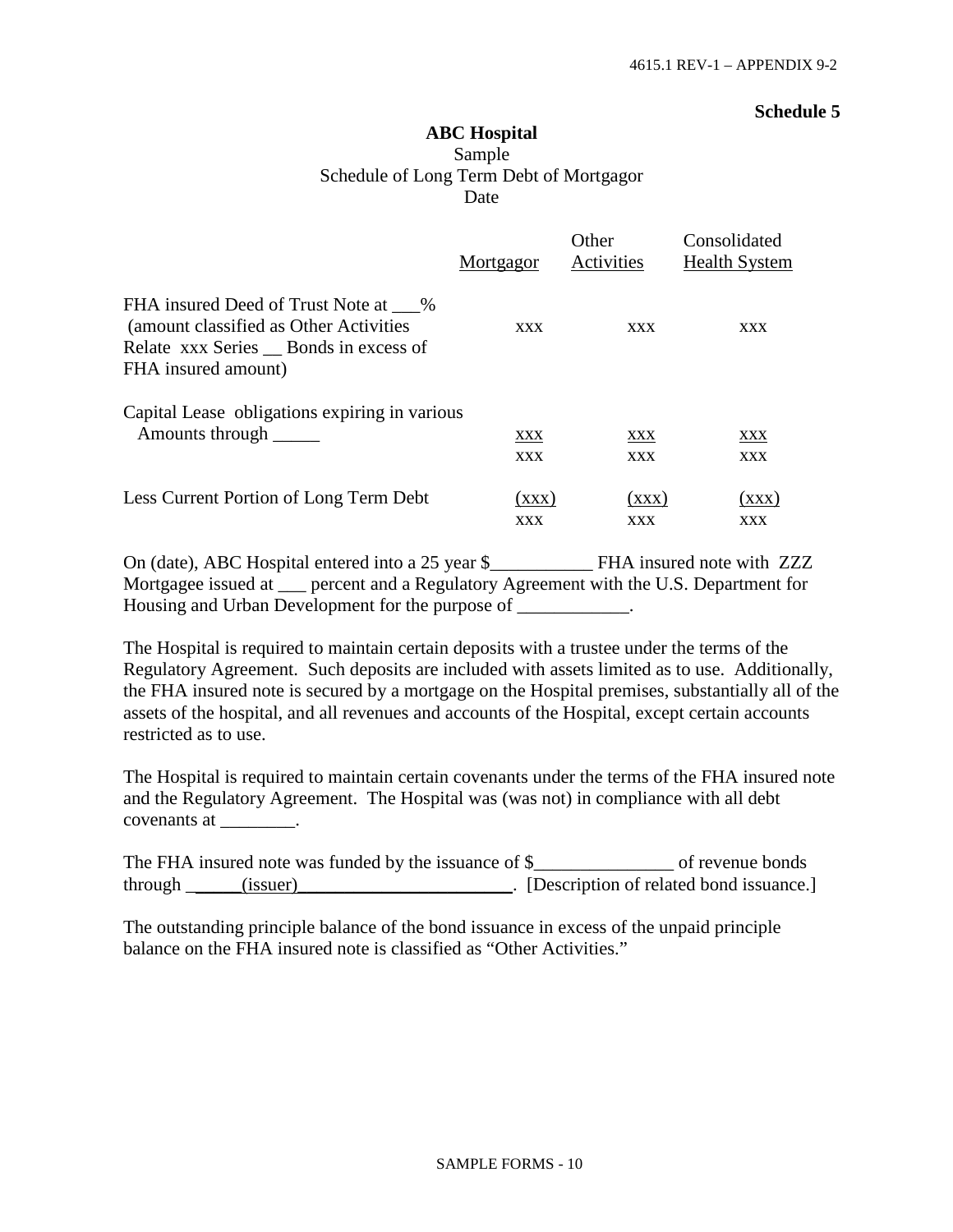**Schedule 5**

**ABC Hospital**

Sample

Schedule of Long Term Debt of Mortgagor

Date

| | Mortgagor | Other Activities | Consolidated Health System |
|---|---|---|---|
| FHA insured Deed of Trust Note at ___% (amount classified as Other Activities Relate xxx Series __ Bonds in excess of FHA insured amount) | xxx | xxx | xxx |
| Capital Lease obligations expiring in various Amounts through _____ | xxx | xxx | xxx |
| | xxx | xxx | xxx |
| Less Current Portion of Long Term Debt | (xxx) | (xxx) | (xxx) |
| | xxx | xxx | xxx |

On (date), ABC Hospital entered into a 25 year $___________ FHA insured note with ZZZ Mortgagee issued at ___ percent and a Regulatory Agreement with the U.S. Department for Housing and Urban Development for the purpose of ____________.

The Hospital is required to maintain certain deposits with a trustee under the terms of the Regulatory Agreement. Such deposits are included with assets limited as to use. Additionally, the FHA insured note is secured by a mortgage on the Hospital premises, substantially all of the assets of the hospital, and all revenues and accounts of the Hospital, except certain accounts restricted as to use.

The Hospital is required to maintain certain covenants under the terms of the FHA insured note and the Regulatory Agreement. The Hospital was (was not) in compliance with all debt covenants at ________.

The FHA insured note was funded by the issuance of $_______________ of revenue bonds through ______(issuer)_______________________. [Description of related bond issuance.]

The outstanding principle balance of the bond issuance in excess of the unpaid principle balance on the FHA insured note is classified as "Other Activities."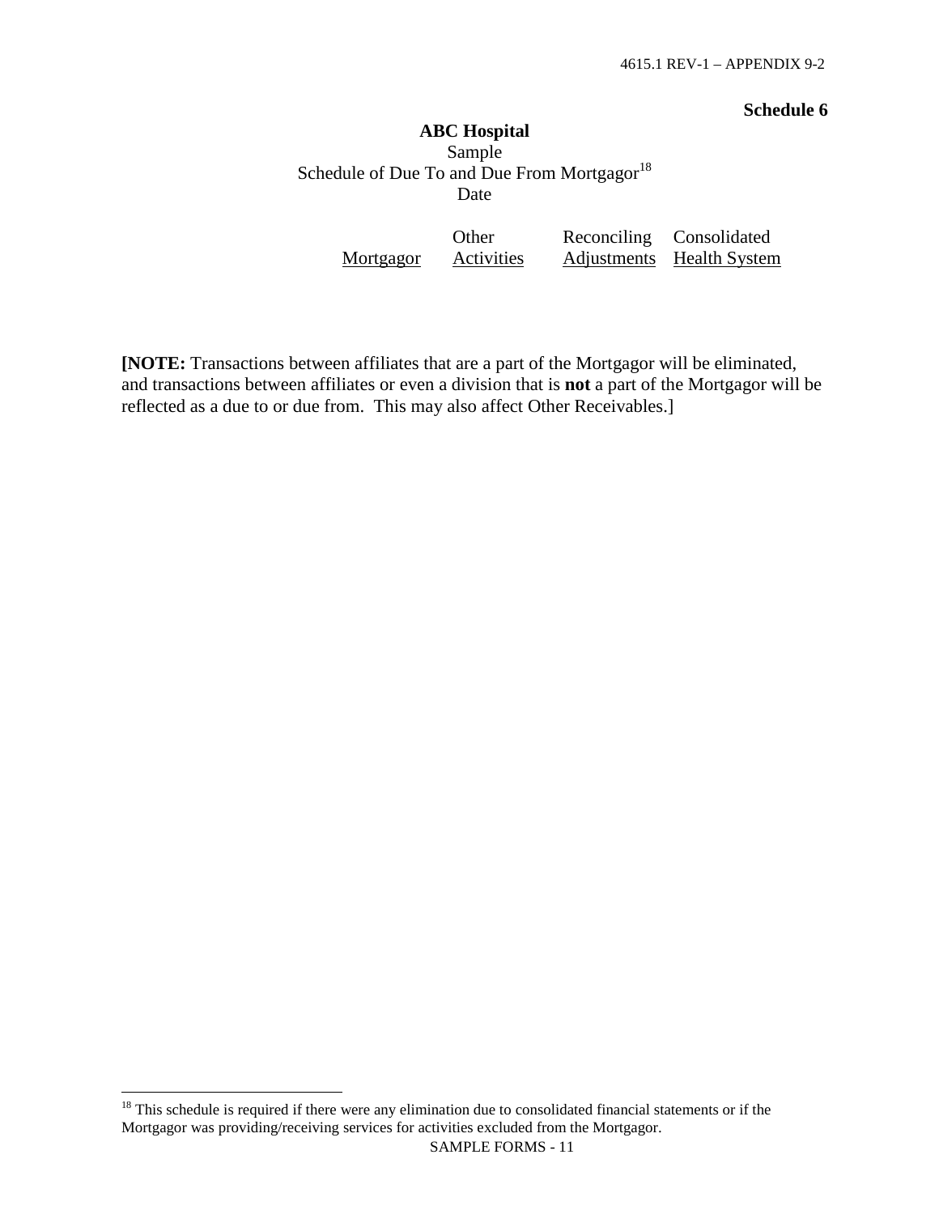**Schedule 6**

**ABC Hospital**

Sample

Schedule of Due To and Due From Mortgagor[18]

Date

| Mortgagor | Other Activities | Reconciling Adjustments | Consolidated Health System |
|---|---|---|---|

**[NOTE:** Transactions between affiliates that are a part of the Mortgagor will be eliminated, and transactions between affiliates or even a division that is **not** a part of the Mortgagor will be reflected as a due to or due from. This may also affect Other Receivables.]

[18] This schedule is required if there were any elimination due to consolidated financial statements or if the Mortgagor was providing/receiving services for activities excluded from the Mortgagor.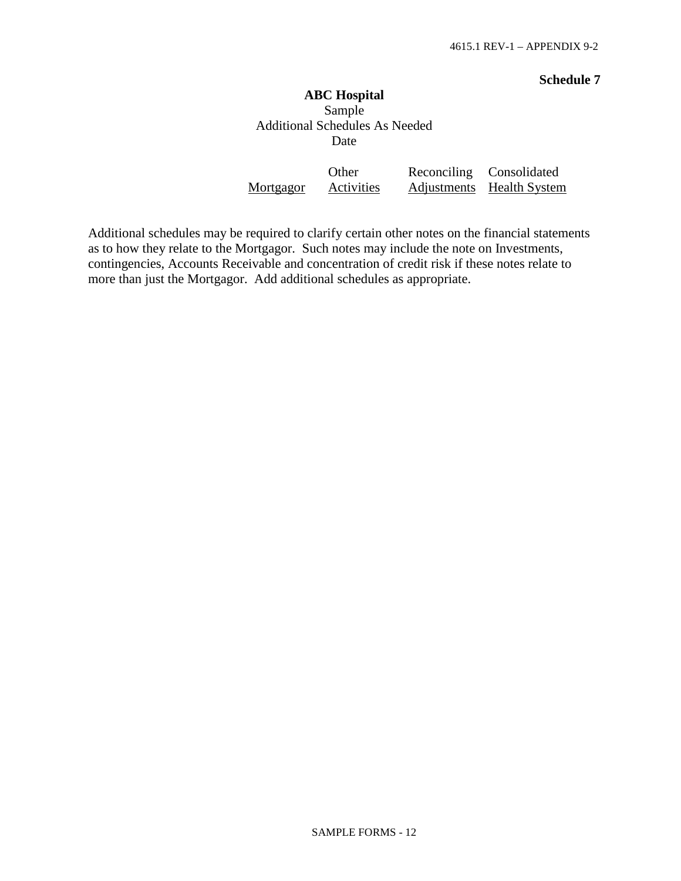**Schedule 7**

**ABC Hospital**
Sample
Additional Schedules As Needed
Date

| Mortgagor | Other Activities | Reconciling Adjustments | Consolidated Health System |
|---|---|---|---|

Additional schedules may be required to clarify certain other notes on the financial statements as to how they relate to the Mortgagor. Such notes may include the note on Investments, contingencies, Accounts Receivable and concentration of credit risk if these notes relate to more than just the Mortgagor. Add additional schedules as appropriate.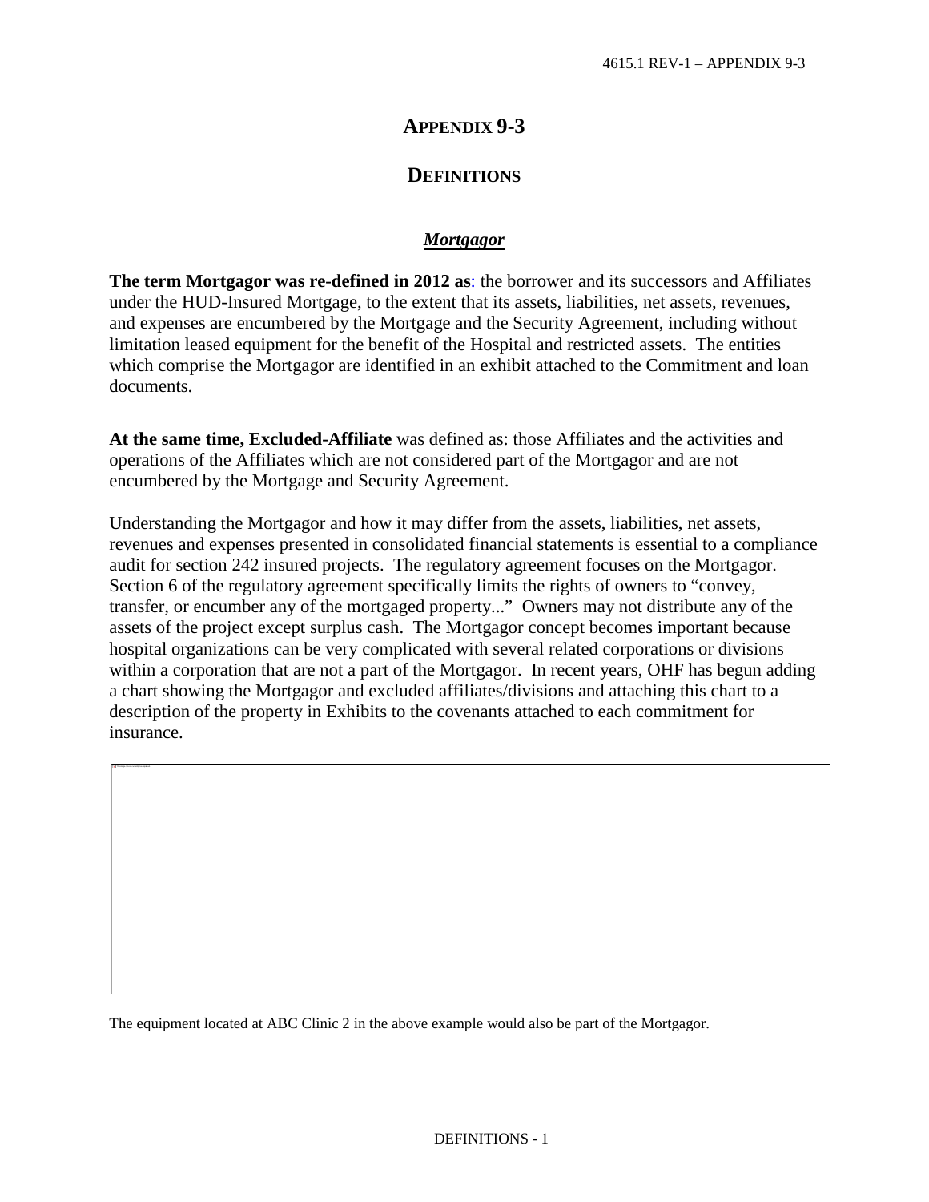# APPENDIX 9-3

## DEFINITIONS

### *Mortgagor*

**The term Mortgagor was re-defined in 2012 as**: the borrower and its successors and Affiliates under the HUD-Insured Mortgage, to the extent that its assets, liabilities, net assets, revenues, and expenses are encumbered by the Mortgage and the Security Agreement, including without limitation leased equipment for the benefit of the Hospital and restricted assets. The entities which comprise the Mortgagor are identified in an exhibit attached to the Commitment and loan documents.

**At the same time, Excluded-Affiliate** was defined as: those Affiliates and the activities and operations of the Affiliates which are not considered part of the Mortgagor and are not encumbered by the Mortgage and Security Agreement.

Understanding the Mortgagor and how it may differ from the assets, liabilities, net assets, revenues and expenses presented in consolidated financial statements is essential to a compliance audit for section 242 insured projects. The regulatory agreement focuses on the Mortgagor. Section 6 of the regulatory agreement specifically limits the rights of owners to "convey, transfer, or encumber any of the mortgaged property..." Owners may not distribute any of the assets of the project except surplus cash. The Mortgagor concept becomes important because hospital organizations can be very complicated with several related corporations or divisions within a corporation that are not a part of the Mortgagor. In recent years, OHF has begun adding a chart showing the Mortgagor and excluded affiliates/divisions and attaching this chart to a description of the property in Exhibits to the covenants attached to each commitment for insurance.

The equipment located at ABC Clinic 2 in the above example would also be part of the Mortgagor.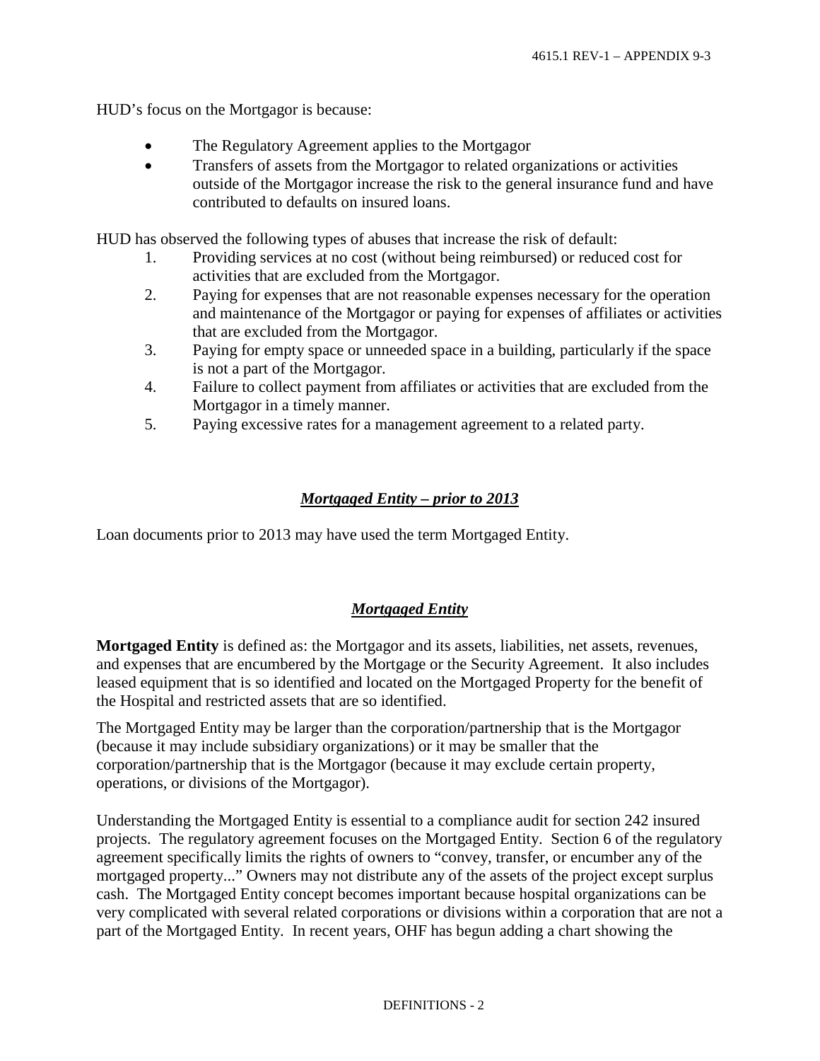HUD's focus on the Mortgagor is because:

- The Regulatory Agreement applies to the Mortgagor
- Transfers of assets from the Mortgagor to related organizations or activities outside of the Mortgagor increase the risk to the general insurance fund and have contributed to defaults on insured loans.

HUD has observed the following types of abuses that increase the risk of default:

1. Providing services at no cost (without being reimbursed) or reduced cost for activities that are excluded from the Mortgagor.
2. Paying for expenses that are not reasonable expenses necessary for the operation and maintenance of the Mortgagor or paying for expenses of affiliates or activities that are excluded from the Mortgagor.
3. Paying for empty space or unneeded space in a building, particularly if the space is not a part of the Mortgagor.
4. Failure to collect payment from affiliates or activities that are excluded from the Mortgagor in a timely manner.
5. Paying excessive rates for a management agreement to a related party.

### ***Mortgaged Entity – prior to 2013***

Loan documents prior to 2013 may have used the term Mortgaged Entity.

### ***Mortgaged Entity***

**Mortgaged Entity** is defined as: the Mortgagor and its assets, liabilities, net assets, revenues, and expenses that are encumbered by the Mortgage or the Security Agreement. It also includes leased equipment that is so identified and located on the Mortgaged Property for the benefit of the Hospital and restricted assets that are so identified.

The Mortgaged Entity may be larger than the corporation/partnership that is the Mortgagor (because it may include subsidiary organizations) or it may be smaller that the corporation/partnership that is the Mortgagor (because it may exclude certain property, operations, or divisions of the Mortgagor).

Understanding the Mortgaged Entity is essential to a compliance audit for section 242 insured projects. The regulatory agreement focuses on the Mortgaged Entity. Section 6 of the regulatory agreement specifically limits the rights of owners to "convey, transfer, or encumber any of the mortgaged property..." Owners may not distribute any of the assets of the project except surplus cash. The Mortgaged Entity concept becomes important because hospital organizations can be very complicated with several related corporations or divisions within a corporation that are not a part of the Mortgaged Entity. In recent years, OHF has begun adding a chart showing the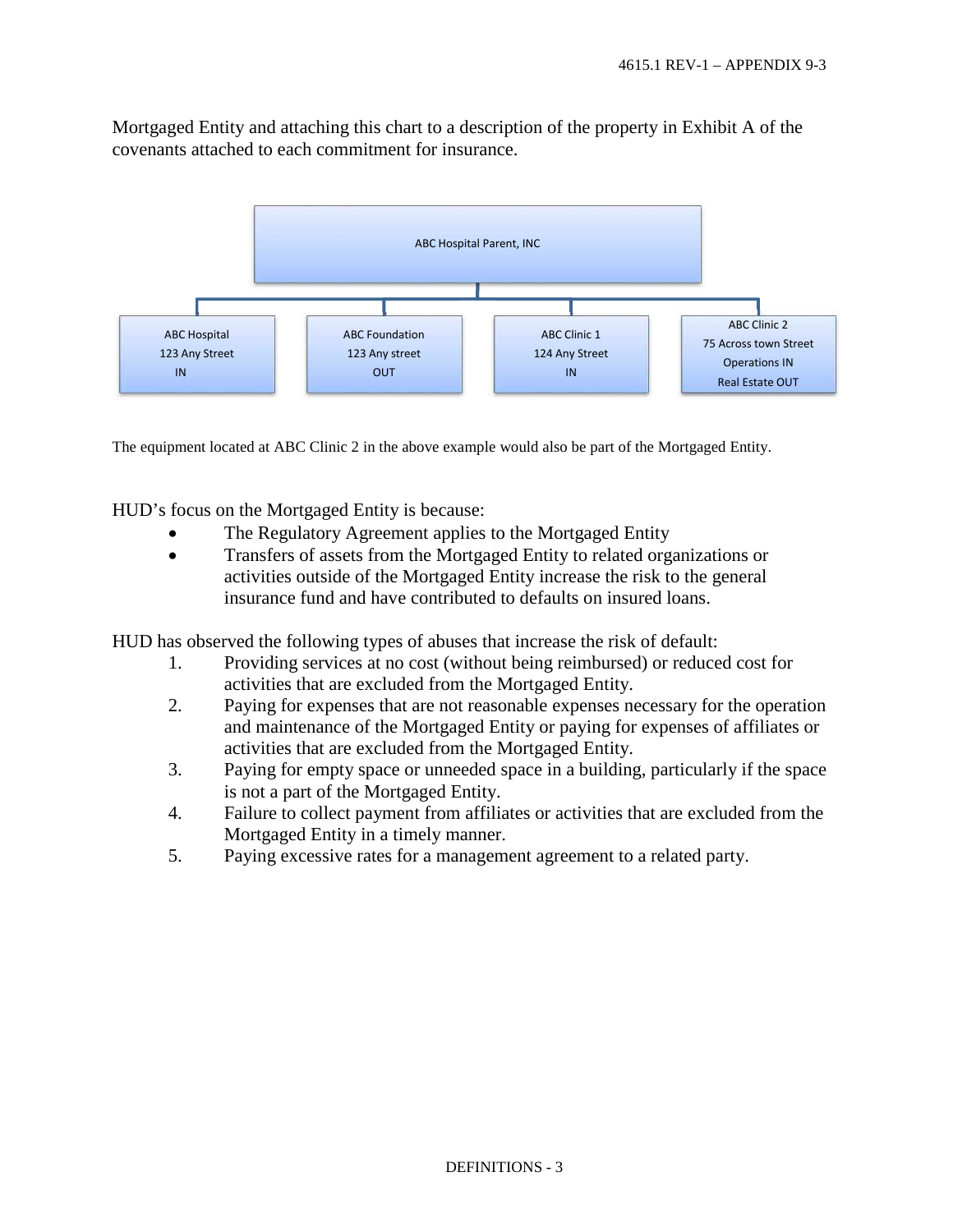Mortgaged Entity and attaching this chart to a description of the property in Exhibit A of the covenants attached to each commitment for insurance.

ABC Hospital Parent, INC

ABC Hospital
123 Any Street
IN

ABC Foundation
123 Any street
OUT

ABC Clinic 1
124 Any Street
IN

ABC Clinic 2
75 Across town Street
Operations IN
Real Estate OUT

The equipment located at ABC Clinic 2 in the above example would also be part of the Mortgaged Entity.

HUD's focus on the Mortgaged Entity is because:

- The Regulatory Agreement applies to the Mortgaged Entity
- Transfers of assets from the Mortgaged Entity to related organizations or activities outside of the Mortgaged Entity increase the risk to the general insurance fund and have contributed to defaults on insured loans.

HUD has observed the following types of abuses that increase the risk of default:

1. Providing services at no cost (without being reimbursed) or reduced cost for activities that are excluded from the Mortgaged Entity.
2. Paying for expenses that are not reasonable expenses necessary for the operation and maintenance of the Mortgaged Entity or paying for expenses of affiliates or activities that are excluded from the Mortgaged Entity.
3. Paying for empty space or unneeded space in a building, particularly if the space is not a part of the Mortgaged Entity.
4. Failure to collect payment from affiliates or activities that are excluded from the Mortgaged Entity in a timely manner.
5. Paying excessive rates for a management agreement to a related party.